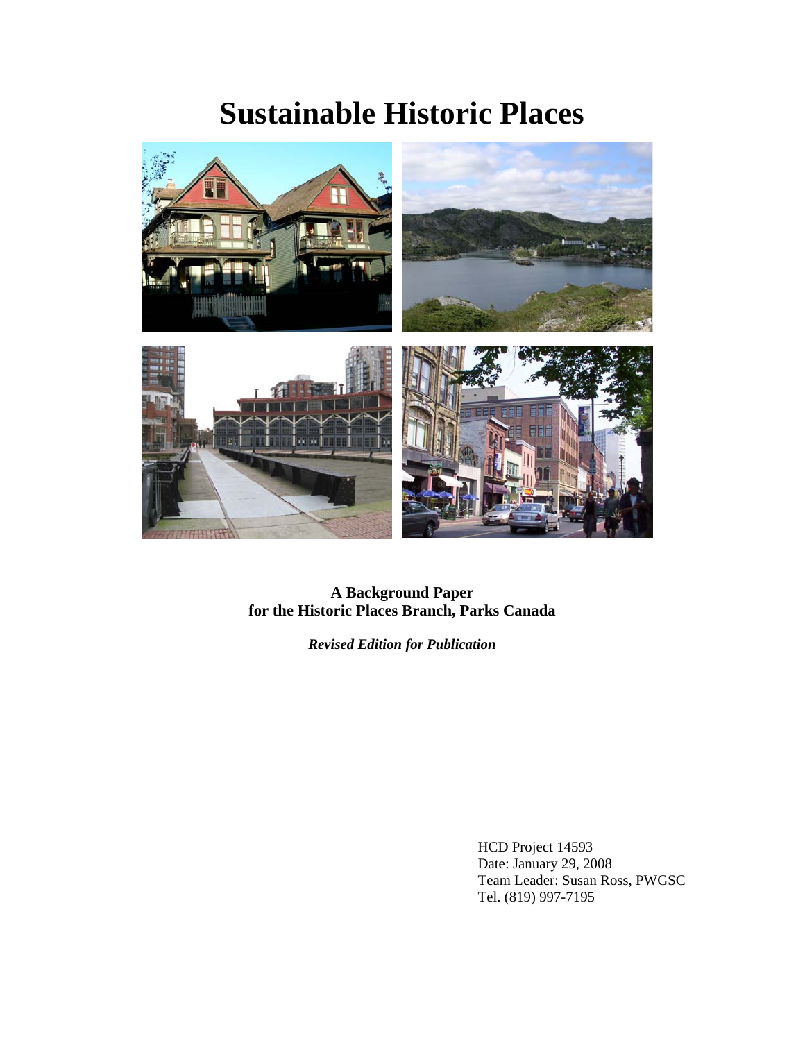# Sustainable Historic Places

**A Background Paper**
**for the Historic Places Branch, Parks Canada**

***Revised Edition for Publication***

HCD Project 14593
Date: January 29, 2008
Team Leader: Susan Ross, PWGSC
Tel. (819) 997-7195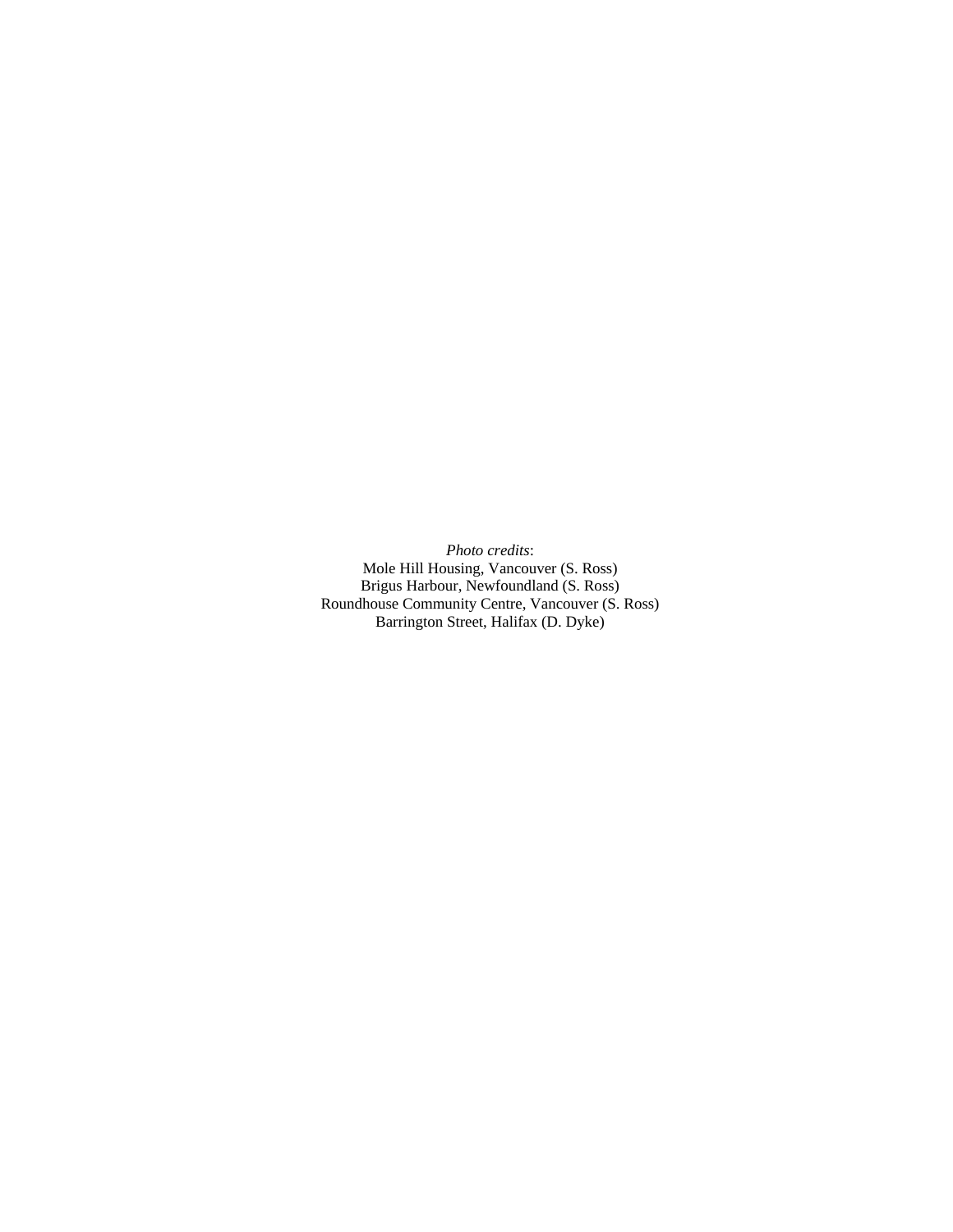*Photo credits*:
Mole Hill Housing, Vancouver (S. Ross)
Brigus Harbour, Newfoundland (S. Ross)
Roundhouse Community Centre, Vancouver (S. Ross)
Barrington Street, Halifax (D. Dyke)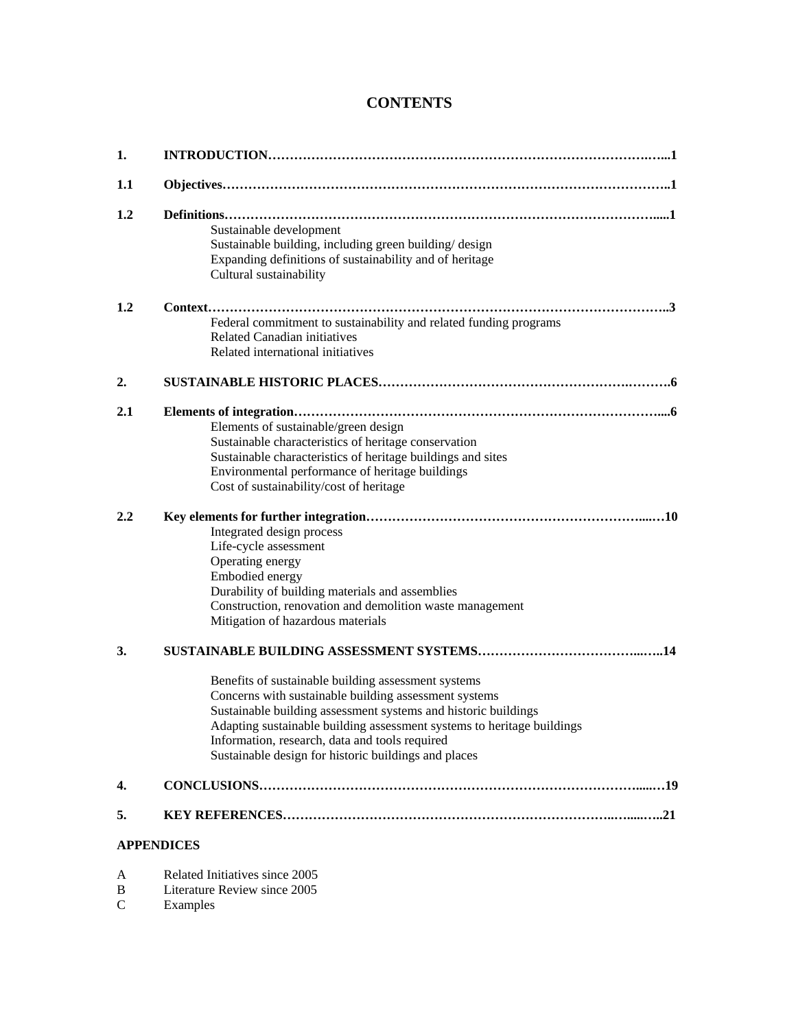# CONTENTS

**1. INTRODUCTION……………………………………………………………………………….…...1**

**1.1 Objectives…………………………………………………………………………………………..1**

**1.2 Definitions……………………………………………………………………………………….....1**

- Sustainable development
- Sustainable building, including green building/ design
- Expanding definitions of sustainability and of heritage
- Cultural sustainability

**1.2 Context……………………………………………………………………………………………..3**

- Federal commitment to sustainability and related funding programs
- Related Canadian initiatives
- Related international initiatives

**2. SUSTAINABLE HISTORIC PLACES…………………………………………………….……….6**

**2.1 Elements of integration…………………………………………………………………………....6**

- Elements of sustainable/green design
- Sustainable characteristics of heritage conservation
- Sustainable characteristics of heritage buildings and sites
- Environmental performance of heritage buildings
- Cost of sustainability/cost of heritage

**2.2 Key elements for further integration……………………………………………………….....…10**

- Integrated design process
- Life-cycle assessment
- Operating energy
- Embodied energy
- Durability of building materials and assemblies
- Construction, renovation and demolition waste management
- Mitigation of hazardous materials

**3. SUSTAINABLE BUILDING ASSESSMENT SYSTEMS………………………………...…..14**

- Benefits of sustainable building assessment systems
- Concerns with sustainable building assessment systems
- Sustainable building assessment systems and historic buildings
- Adapting sustainable building assessment systems to heritage buildings
- Information, research, data and tools required
- Sustainable design for historic buildings and places

**4. CONCLUSIONS…………………………………………………………………………………....…19**

**5. KEY REFERENCES…………………………………………………………………..…....…..21**

**APPENDICES**

A Related Initiatives since 2005

B Literature Review since 2005

C Examples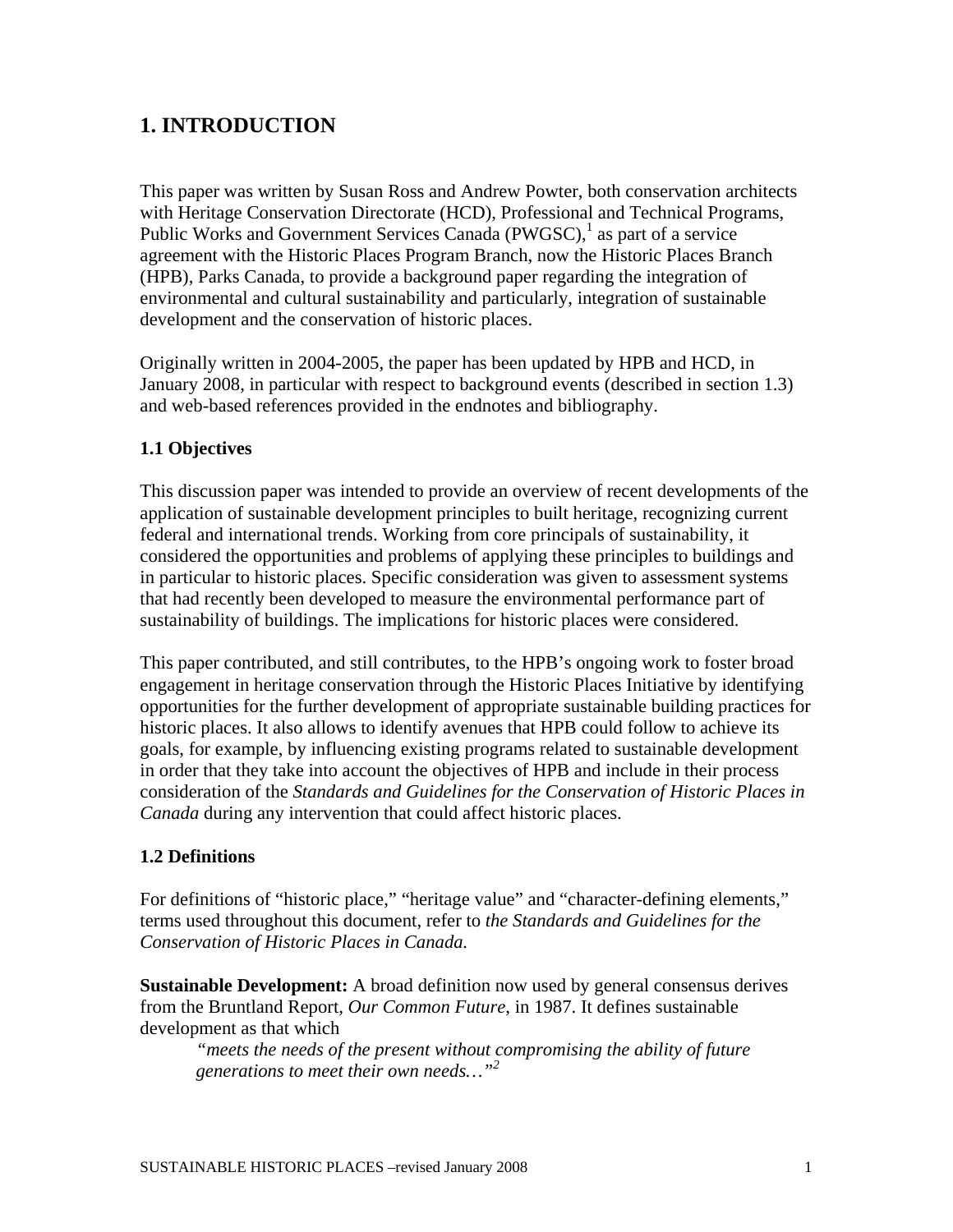# 1. INTRODUCTION

This paper was written by Susan Ross and Andrew Powter, both conservation architects with Heritage Conservation Directorate (HCD), Professional and Technical Programs, Public Works and Government Services Canada (PWGSC),[1] as part of a service agreement with the Historic Places Program Branch, now the Historic Places Branch (HPB), Parks Canada, to provide a background paper regarding the integration of environmental and cultural sustainability and particularly, integration of sustainable development and the conservation of historic places.

Originally written in 2004-2005, the paper has been updated by HPB and HCD, in January 2008, in particular with respect to background events (described in section 1.3) and web-based references provided in the endnotes and bibliography.

### 1.1 Objectives

This discussion paper was intended to provide an overview of recent developments of the application of sustainable development principles to built heritage, recognizing current federal and international trends. Working from core principals of sustainability, it considered the opportunities and problems of applying these principles to buildings and in particular to historic places. Specific consideration was given to assessment systems that had recently been developed to measure the environmental performance part of sustainability of buildings. The implications for historic places were considered.

This paper contributed, and still contributes, to the HPB's ongoing work to foster broad engagement in heritage conservation through the Historic Places Initiative by identifying opportunities for the further development of appropriate sustainable building practices for historic places. It also allows to identify avenues that HPB could follow to achieve its goals, for example, by influencing existing programs related to sustainable development in order that they take into account the objectives of HPB and include in their process consideration of the *Standards and Guidelines for the Conservation of Historic Places in Canada* during any intervention that could affect historic places.

### 1.2 Definitions

For definitions of "historic place," "heritage value" and "character-defining elements," terms used throughout this document, refer to *the Standards and Guidelines for the Conservation of Historic Places in Canada.*

**Sustainable Development:** A broad definition now used by general consensus derives from the Bruntland Report, *Our Common Future*, in 1987. It defines sustainable development as that which

> *"meets the needs of the present without compromising the ability of future generations to meet their own needs…"*[2]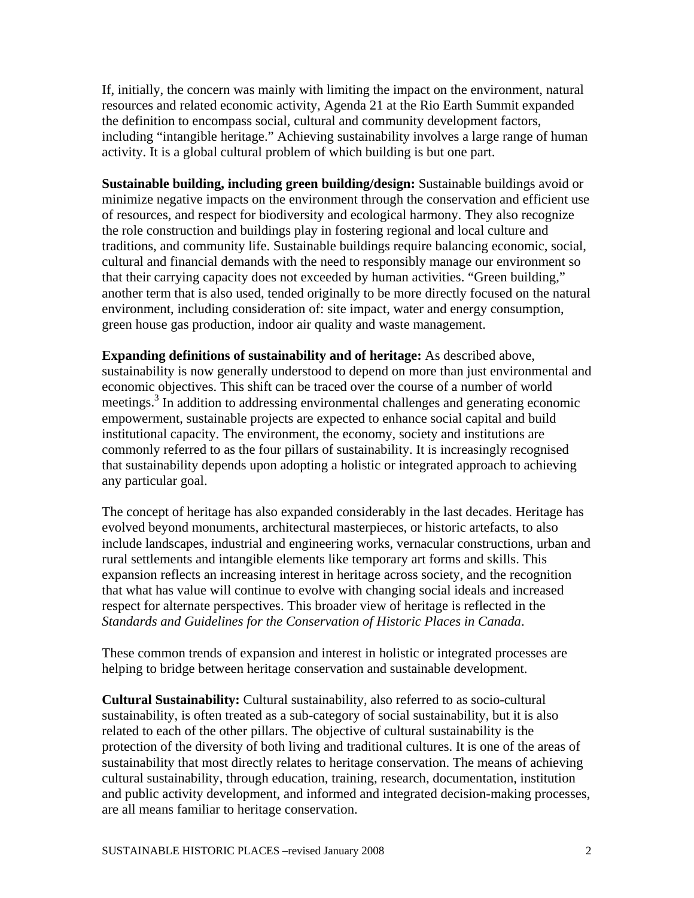If, initially, the concern was mainly with limiting the impact on the environment, natural resources and related economic activity, Agenda 21 at the Rio Earth Summit expanded the definition to encompass social, cultural and community development factors, including "intangible heritage." Achieving sustainability involves a large range of human activity. It is a global cultural problem of which building is but one part.

**Sustainable building, including green building/design:** Sustainable buildings avoid or minimize negative impacts on the environment through the conservation and efficient use of resources, and respect for biodiversity and ecological harmony. They also recognize the role construction and buildings play in fostering regional and local culture and traditions, and community life. Sustainable buildings require balancing economic, social, cultural and financial demands with the need to responsibly manage our environment so that their carrying capacity does not exceeded by human activities. "Green building," another term that is also used, tended originally to be more directly focused on the natural environment, including consideration of: site impact, water and energy consumption, green house gas production, indoor air quality and waste management.

**Expanding definitions of sustainability and of heritage:** As described above, sustainability is now generally understood to depend on more than just environmental and economic objectives. This shift can be traced over the course of a number of world meetings.[3] In addition to addressing environmental challenges and generating economic empowerment, sustainable projects are expected to enhance social capital and build institutional capacity. The environment, the economy, society and institutions are commonly referred to as the four pillars of sustainability. It is increasingly recognised that sustainability depends upon adopting a holistic or integrated approach to achieving any particular goal.

The concept of heritage has also expanded considerably in the last decades. Heritage has evolved beyond monuments, architectural masterpieces, or historic artefacts, to also include landscapes, industrial and engineering works, vernacular constructions, urban and rural settlements and intangible elements like temporary art forms and skills. This expansion reflects an increasing interest in heritage across society, and the recognition that what has value will continue to evolve with changing social ideals and increased respect for alternate perspectives. This broader view of heritage is reflected in the *Standards and Guidelines for the Conservation of Historic Places in Canada*.

These common trends of expansion and interest in holistic or integrated processes are helping to bridge between heritage conservation and sustainable development.

**Cultural Sustainability:** Cultural sustainability, also referred to as socio-cultural sustainability, is often treated as a sub-category of social sustainability, but it is also related to each of the other pillars. The objective of cultural sustainability is the protection of the diversity of both living and traditional cultures. It is one of the areas of sustainability that most directly relates to heritage conservation. The means of achieving cultural sustainability, through education, training, research, documentation, institution and public activity development, and informed and integrated decision-making processes, are all means familiar to heritage conservation.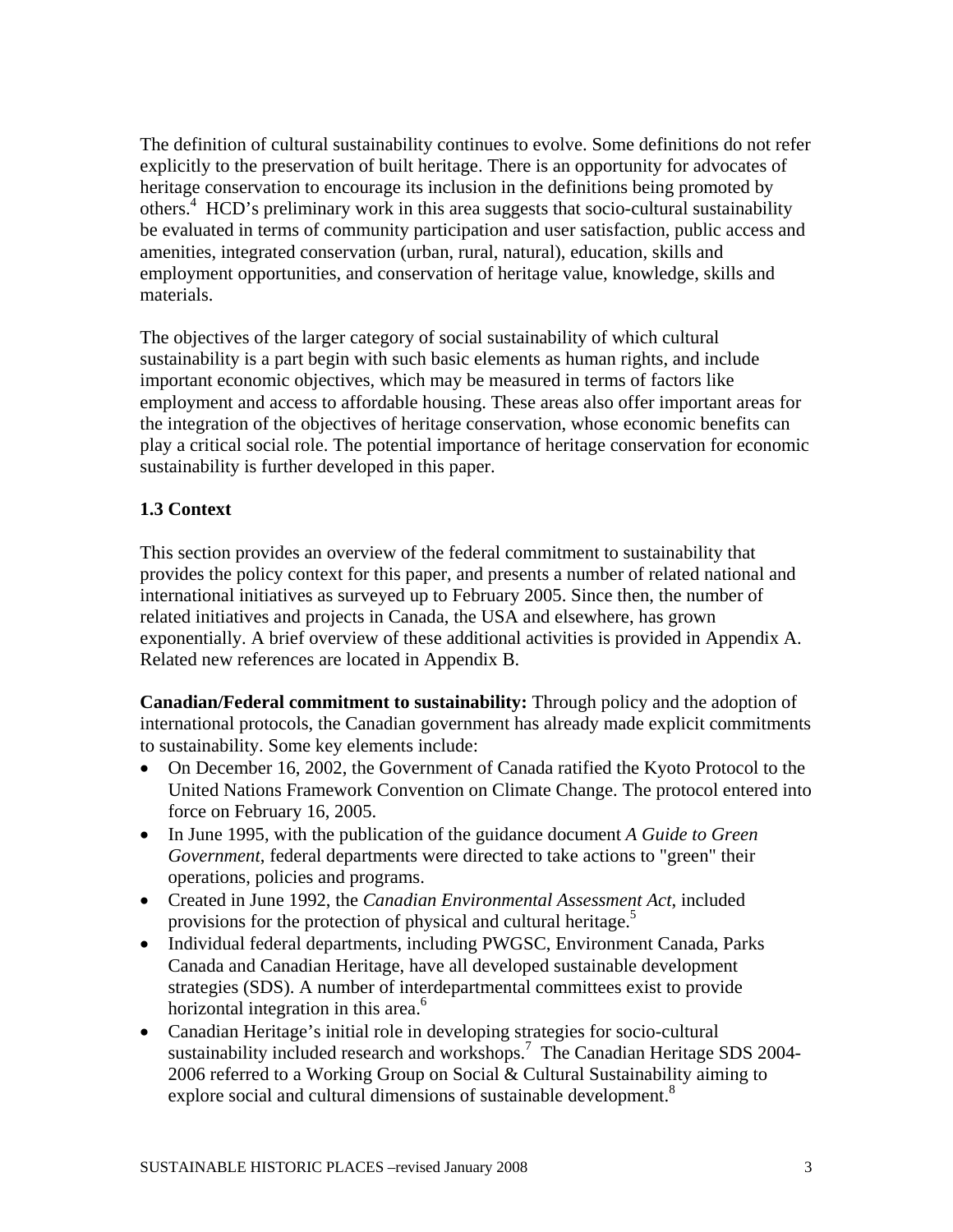The definition of cultural sustainability continues to evolve. Some definitions do not refer explicitly to the preservation of built heritage. There is an opportunity for advocates of heritage conservation to encourage its inclusion in the definitions being promoted by others.[4] HCD's preliminary work in this area suggests that socio-cultural sustainability be evaluated in terms of community participation and user satisfaction, public access and amenities, integrated conservation (urban, rural, natural), education, skills and employment opportunities, and conservation of heritage value, knowledge, skills and materials.

The objectives of the larger category of social sustainability of which cultural sustainability is a part begin with such basic elements as human rights, and include important economic objectives, which may be measured in terms of factors like employment and access to affordable housing. These areas also offer important areas for the integration of the objectives of heritage conservation, whose economic benefits can play a critical social role. The potential importance of heritage conservation for economic sustainability is further developed in this paper.

### 1.3 Context

This section provides an overview of the federal commitment to sustainability that provides the policy context for this paper, and presents a number of related national and international initiatives as surveyed up to February 2005. Since then, the number of related initiatives and projects in Canada, the USA and elsewhere, has grown exponentially. A brief overview of these additional activities is provided in Appendix A. Related new references are located in Appendix B.

**Canadian/Federal commitment to sustainability:** Through policy and the adoption of international protocols, the Canadian government has already made explicit commitments to sustainability. Some key elements include:

- On December 16, 2002, the Government of Canada ratified the Kyoto Protocol to the United Nations Framework Convention on Climate Change. The protocol entered into force on February 16, 2005.
- In June 1995, with the publication of the guidance document *A Guide to Green Government*, federal departments were directed to take actions to "green" their operations, policies and programs.
- Created in June 1992, the *Canadian Environmental Assessment Act*, included provisions for the protection of physical and cultural heritage.[5]
- Individual federal departments, including PWGSC, Environment Canada, Parks Canada and Canadian Heritage, have all developed sustainable development strategies (SDS). A number of interdepartmental committees exist to provide horizontal integration in this area.[6]
- Canadian Heritage's initial role in developing strategies for socio-cultural sustainability included research and workshops.[7] The Canadian Heritage SDS 2004-2006 referred to a Working Group on Social & Cultural Sustainability aiming to explore social and cultural dimensions of sustainable development.[8]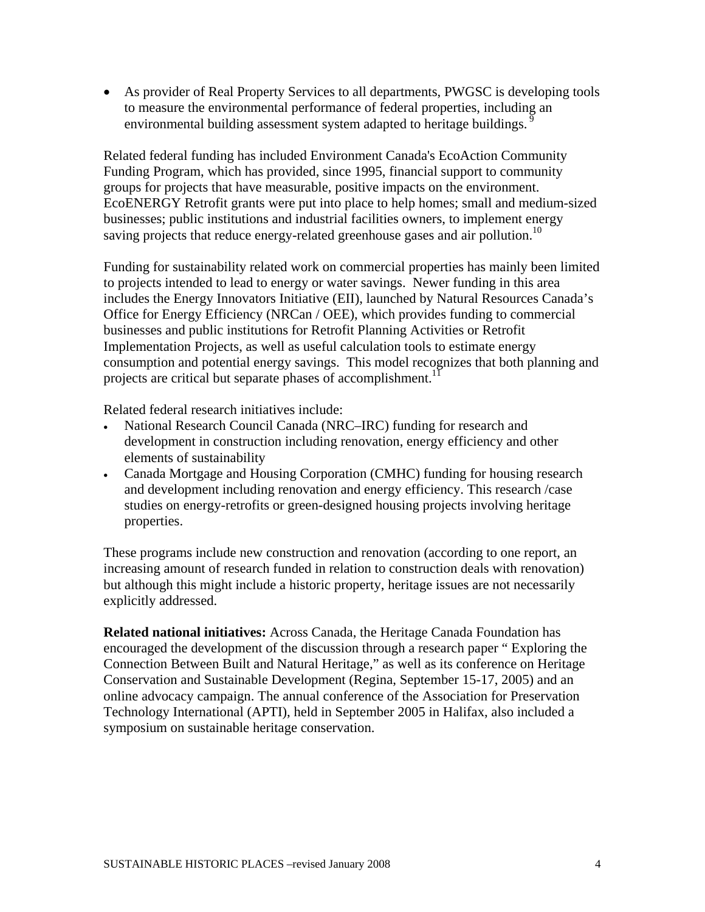- As provider of Real Property Services to all departments, PWGSC is developing tools to measure the environmental performance of federal properties, including an environmental building assessment system adapted to heritage buildings. [9]

Related federal funding has included Environment Canada's EcoAction Community Funding Program, which has provided, since 1995, financial support to community groups for projects that have measurable, positive impacts on the environment. EcoENERGY Retrofit grants were put into place to help homes; small and medium-sized businesses; public institutions and industrial facilities owners, to implement energy saving projects that reduce energy-related greenhouse gases and air pollution.[10]

Funding for sustainability related work on commercial properties has mainly been limited to projects intended to lead to energy or water savings. Newer funding in this area includes the Energy Innovators Initiative (EII), launched by Natural Resources Canada's Office for Energy Efficiency (NRCan / OEE), which provides funding to commercial businesses and public institutions for Retrofit Planning Activities or Retrofit Implementation Projects, as well as useful calculation tools to estimate energy consumption and potential energy savings. This model recognizes that both planning and projects are critical but separate phases of accomplishment.[11]

Related federal research initiatives include:

- National Research Council Canada (NRC–IRC) funding for research and development in construction including renovation, energy efficiency and other elements of sustainability
- Canada Mortgage and Housing Corporation (CMHC) funding for housing research and development including renovation and energy efficiency. This research /case studies on energy-retrofits or green-designed housing projects involving heritage properties.

These programs include new construction and renovation (according to one report, an increasing amount of research funded in relation to construction deals with renovation) but although this might include a historic property, heritage issues are not necessarily explicitly addressed.

**Related national initiatives:** Across Canada, the Heritage Canada Foundation has encouraged the development of the discussion through a research paper " Exploring the Connection Between Built and Natural Heritage," as well as its conference on Heritage Conservation and Sustainable Development (Regina, September 15-17, 2005) and an online advocacy campaign. The annual conference of the Association for Preservation Technology International (APTI), held in September 2005 in Halifax, also included a symposium on sustainable heritage conservation.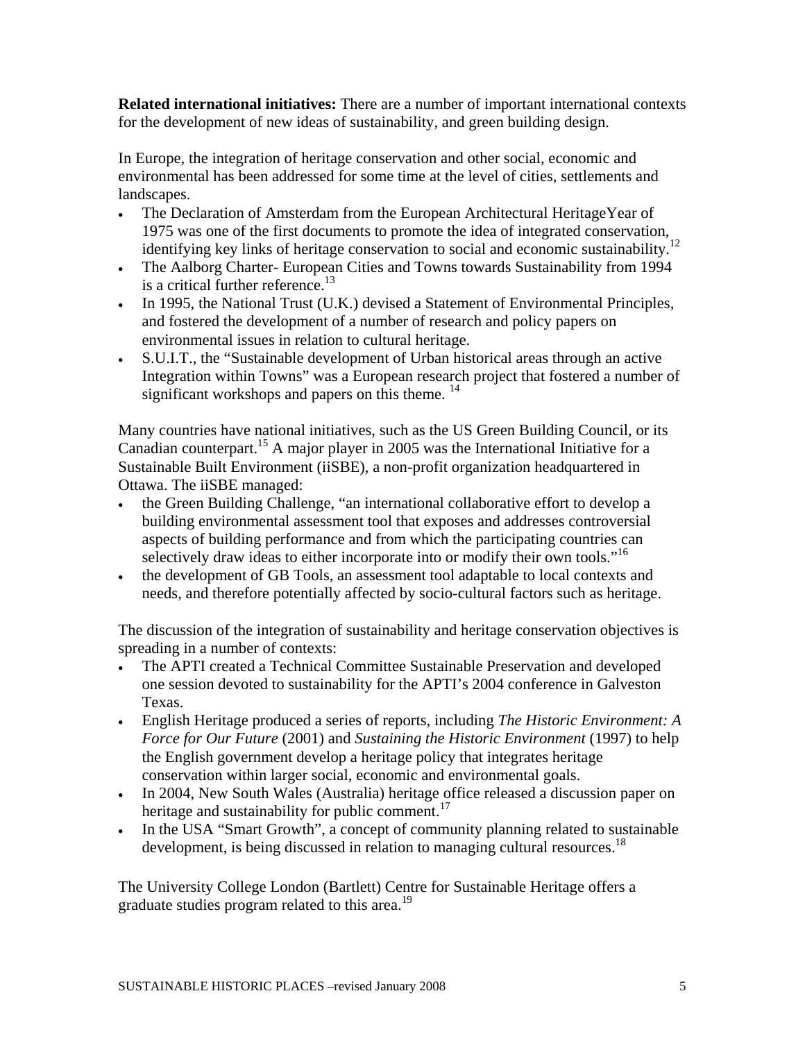**Related international initiatives:** There are a number of important international contexts for the development of new ideas of sustainability, and green building design.

In Europe, the integration of heritage conservation and other social, economic and environmental has been addressed for some time at the level of cities, settlements and landscapes.

- The Declaration of Amsterdam from the European Architectural HeritageYear of 1975 was one of the first documents to promote the idea of integrated conservation, identifying key links of heritage conservation to social and economic sustainability.[12]
- The Aalborg Charter- European Cities and Towns towards Sustainability from 1994 is a critical further reference.[13]
- In 1995, the National Trust (U.K.) devised a Statement of Environmental Principles, and fostered the development of a number of research and policy papers on environmental issues in relation to cultural heritage.
- S.U.I.T., the "Sustainable development of Urban historical areas through an active Integration within Towns" was a European research project that fostered a number of significant workshops and papers on this theme. [14]

Many countries have national initiatives, such as the US Green Building Council, or its Canadian counterpart.[15] A major player in 2005 was the International Initiative for a Sustainable Built Environment (iiSBE), a non-profit organization headquartered in Ottawa. The iiSBE managed:

- the Green Building Challenge, "an international collaborative effort to develop a building environmental assessment tool that exposes and addresses controversial aspects of building performance and from which the participating countries can selectively draw ideas to either incorporate into or modify their own tools."[16]
- the development of GB Tools, an assessment tool adaptable to local contexts and needs, and therefore potentially affected by socio-cultural factors such as heritage.

The discussion of the integration of sustainability and heritage conservation objectives is spreading in a number of contexts:

- The APTI created a Technical Committee Sustainable Preservation and developed one session devoted to sustainability for the APTI's 2004 conference in Galveston Texas.
- English Heritage produced a series of reports, including *The Historic Environment: A Force for Our Future* (2001) and *Sustaining the Historic Environment* (1997) to help the English government develop a heritage policy that integrates heritage conservation within larger social, economic and environmental goals.
- In 2004, New South Wales (Australia) heritage office released a discussion paper on heritage and sustainability for public comment.[17]
- In the USA "Smart Growth", a concept of community planning related to sustainable development, is being discussed in relation to managing cultural resources.[18]

The University College London (Bartlett) Centre for Sustainable Heritage offers a graduate studies program related to this area.[19]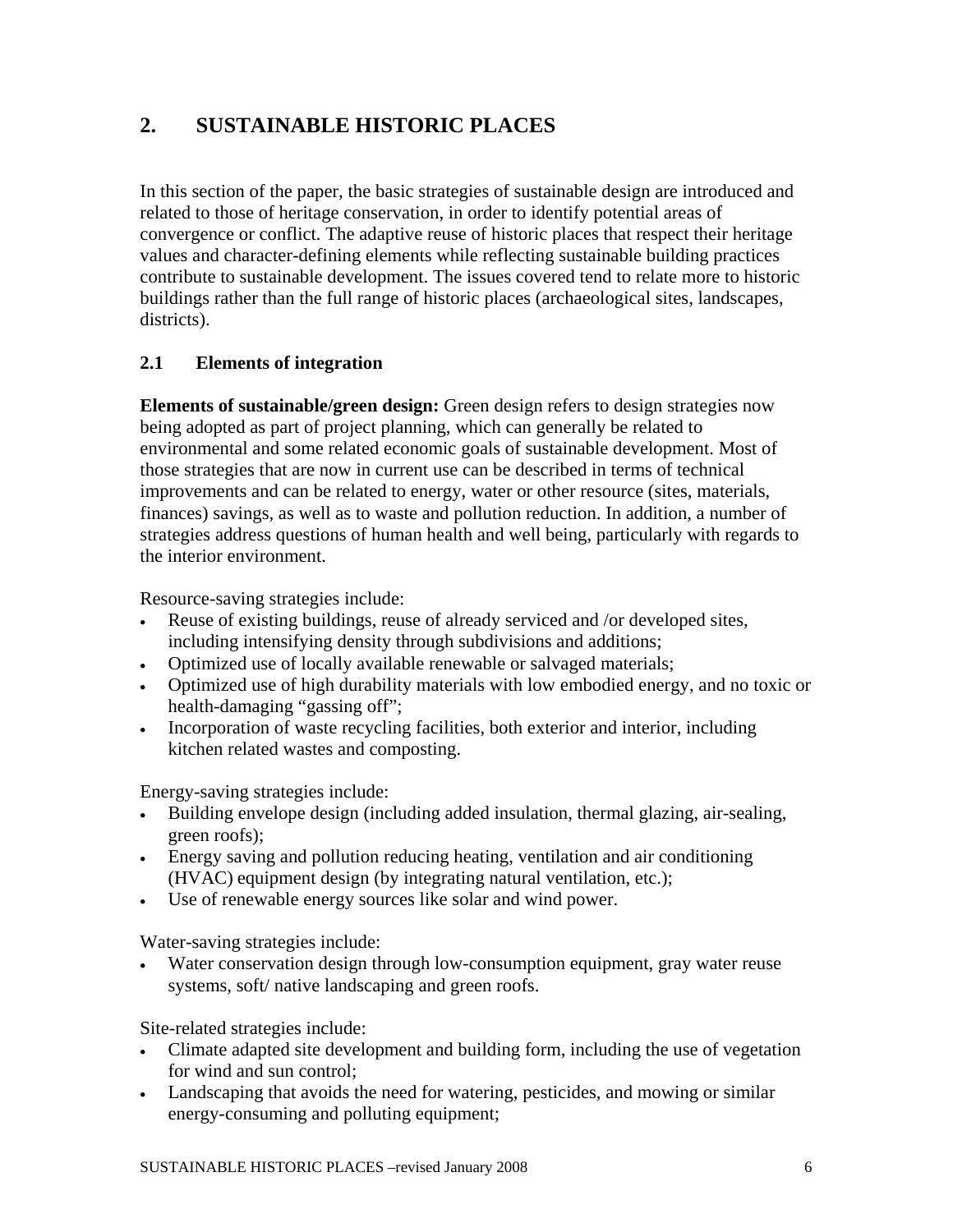## 2. SUSTAINABLE HISTORIC PLACES

In this section of the paper, the basic strategies of sustainable design are introduced and related to those of heritage conservation, in order to identify potential areas of convergence or conflict. The adaptive reuse of historic places that respect their heritage values and character-defining elements while reflecting sustainable building practices contribute to sustainable development. The issues covered tend to relate more to historic buildings rather than the full range of historic places (archaeological sites, landscapes, districts).

### 2.1 Elements of integration

**Elements of sustainable/green design:** Green design refers to design strategies now being adopted as part of project planning, which can generally be related to environmental and some related economic goals of sustainable development. Most of those strategies that are now in current use can be described in terms of technical improvements and can be related to energy, water or other resource (sites, materials, finances) savings, as well as to waste and pollution reduction. In addition, a number of strategies address questions of human health and well being, particularly with regards to the interior environment.

Resource-saving strategies include:

- Reuse of existing buildings, reuse of already serviced and /or developed sites, including intensifying density through subdivisions and additions;
- Optimized use of locally available renewable or salvaged materials;
- Optimized use of high durability materials with low embodied energy, and no toxic or health-damaging "gassing off";
- Incorporation of waste recycling facilities, both exterior and interior, including kitchen related wastes and composting.

Energy-saving strategies include:

- Building envelope design (including added insulation, thermal glazing, air-sealing, green roofs);
- Energy saving and pollution reducing heating, ventilation and air conditioning (HVAC) equipment design (by integrating natural ventilation, etc.);
- Use of renewable energy sources like solar and wind power.

Water-saving strategies include:

- Water conservation design through low-consumption equipment, gray water reuse systems, soft/ native landscaping and green roofs.

Site-related strategies include:

- Climate adapted site development and building form, including the use of vegetation for wind and sun control;
- Landscaping that avoids the need for watering, pesticides, and mowing or similar energy-consuming and polluting equipment;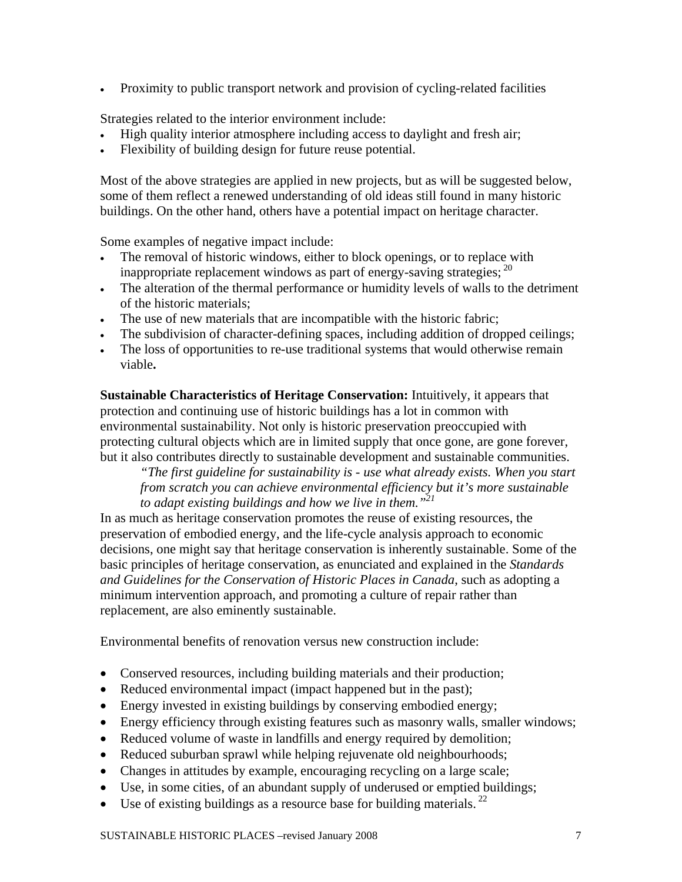- Proximity to public transport network and provision of cycling-related facilities

Strategies related to the interior environment include:

- High quality interior atmosphere including access to daylight and fresh air;
- Flexibility of building design for future reuse potential.

Most of the above strategies are applied in new projects, but as will be suggested below, some of them reflect a renewed understanding of old ideas still found in many historic buildings. On the other hand, others have a potential impact on heritage character.

Some examples of negative impact include:

- The removal of historic windows, either to block openings, or to replace with inappropriate replacement windows as part of energy-saving strategies; [20]
- The alteration of the thermal performance or humidity levels of walls to the detriment of the historic materials;
- The use of new materials that are incompatible with the historic fabric;
- The subdivision of character-defining spaces, including addition of dropped ceilings;
- The loss of opportunities to re-use traditional systems that would otherwise remain viable**.**

**Sustainable Characteristics of Heritage Conservation:** Intuitively, it appears that protection and continuing use of historic buildings has a lot in common with environmental sustainability. Not only is historic preservation preoccupied with protecting cultural objects which are in limited supply that once gone, are gone forever, but it also contributes directly to sustainable development and sustainable communities.

> *"The first guideline for sustainability is - use what already exists. When you start from scratch you can achieve environmental efficiency but it's more sustainable to adapt existing buildings and how we live in them."*[21]

In as much as heritage conservation promotes the reuse of existing resources, the preservation of embodied energy, and the life-cycle analysis approach to economic decisions, one might say that heritage conservation is inherently sustainable. Some of the basic principles of heritage conservation, as enunciated and explained in the *Standards and Guidelines for the Conservation of Historic Places in Canada*, such as adopting a minimum intervention approach, and promoting a culture of repair rather than replacement, are also eminently sustainable.

Environmental benefits of renovation versus new construction include:

- Conserved resources, including building materials and their production;
- Reduced environmental impact (impact happened but in the past);
- Energy invested in existing buildings by conserving embodied energy;
- Energy efficiency through existing features such as masonry walls, smaller windows;
- Reduced volume of waste in landfills and energy required by demolition;
- Reduced suburban sprawl while helping rejuvenate old neighbourhoods;
- Changes in attitudes by example, encouraging recycling on a large scale;
- Use, in some cities, of an abundant supply of underused or emptied buildings;
- Use of existing buildings as a resource base for building materials. [22]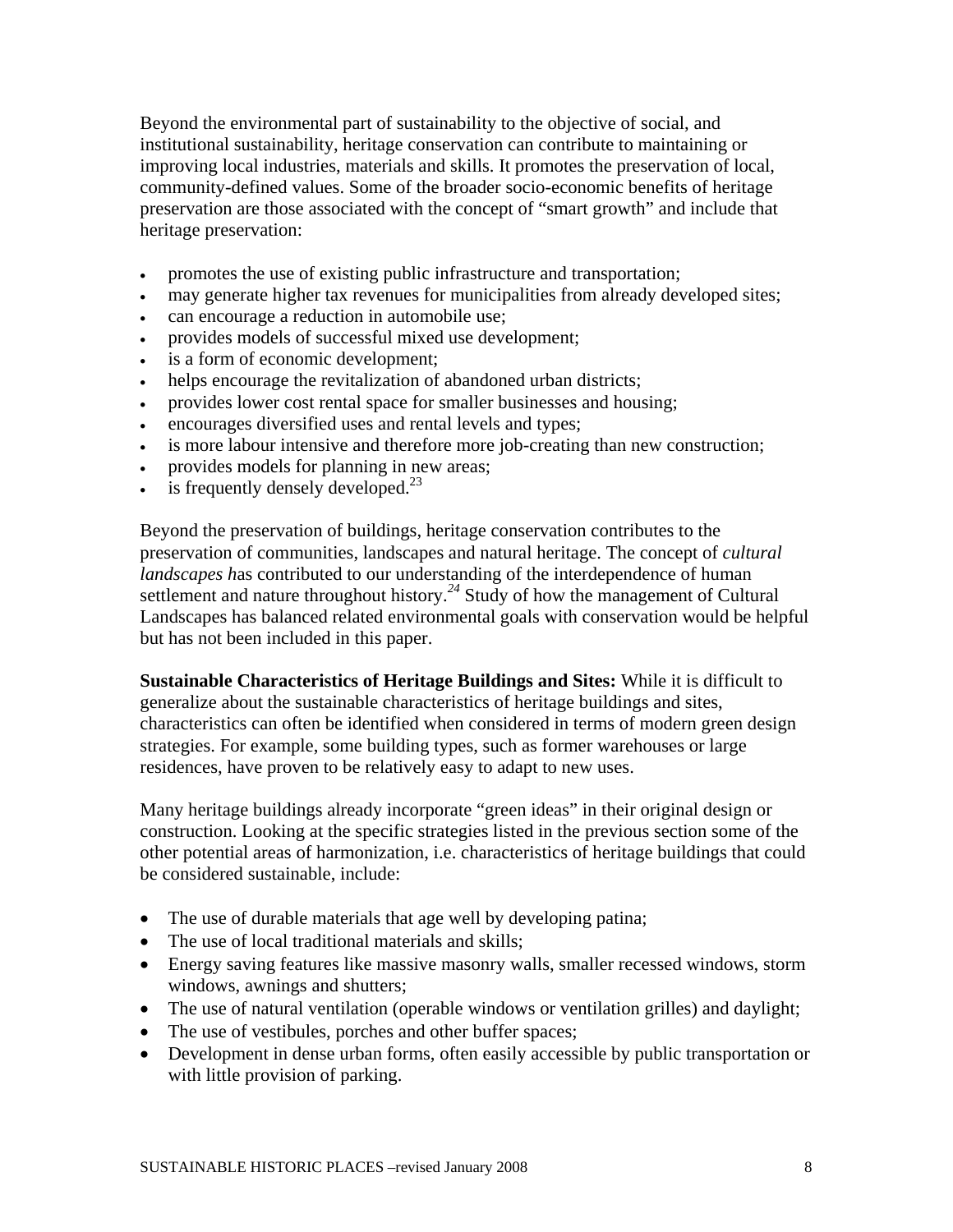Beyond the environmental part of sustainability to the objective of social, and institutional sustainability, heritage conservation can contribute to maintaining or improving local industries, materials and skills. It promotes the preservation of local, community-defined values. Some of the broader socio-economic benefits of heritage preservation are those associated with the concept of "smart growth" and include that heritage preservation:

- promotes the use of existing public infrastructure and transportation;
- may generate higher tax revenues for municipalities from already developed sites;
- can encourage a reduction in automobile use;
- provides models of successful mixed use development;
- is a form of economic development;
- helps encourage the revitalization of abandoned urban districts;
- provides lower cost rental space for smaller businesses and housing;
- encourages diversified uses and rental levels and types;
- is more labour intensive and therefore more job-creating than new construction;
- provides models for planning in new areas;
- is frequently densely developed.[23]

Beyond the preservation of buildings, heritage conservation contributes to the preservation of communities, landscapes and natural heritage. The concept of *cultural landscapes h*as contributed to our understanding of the interdependence of human settlement and nature throughout history.[24] Study of how the management of Cultural Landscapes has balanced related environmental goals with conservation would be helpful but has not been included in this paper.

**Sustainable Characteristics of Heritage Buildings and Sites:** While it is difficult to generalize about the sustainable characteristics of heritage buildings and sites, characteristics can often be identified when considered in terms of modern green design strategies. For example, some building types, such as former warehouses or large residences, have proven to be relatively easy to adapt to new uses.

Many heritage buildings already incorporate "green ideas" in their original design or construction. Looking at the specific strategies listed in the previous section some of the other potential areas of harmonization, i.e. characteristics of heritage buildings that could be considered sustainable, include:

- The use of durable materials that age well by developing patina;
- The use of local traditional materials and skills;
- Energy saving features like massive masonry walls, smaller recessed windows, storm windows, awnings and shutters;
- The use of natural ventilation (operable windows or ventilation grilles) and daylight;
- The use of vestibules, porches and other buffer spaces;
- Development in dense urban forms, often easily accessible by public transportation or with little provision of parking.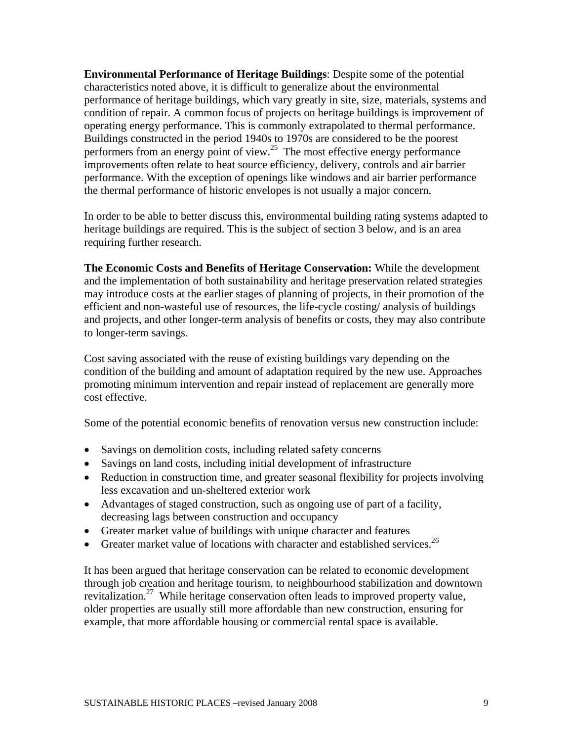**Environmental Performance of Heritage Buildings**: Despite some of the potential characteristics noted above, it is difficult to generalize about the environmental performance of heritage buildings, which vary greatly in site, size, materials, systems and condition of repair. A common focus of projects on heritage buildings is improvement of operating energy performance. This is commonly extrapolated to thermal performance. Buildings constructed in the period 1940s to 1970s are considered to be the poorest performers from an energy point of view.[25] The most effective energy performance improvements often relate to heat source efficiency, delivery, controls and air barrier performance. With the exception of openings like windows and air barrier performance the thermal performance of historic envelopes is not usually a major concern.

In order to be able to better discuss this, environmental building rating systems adapted to heritage buildings are required. This is the subject of section 3 below, and is an area requiring further research.

**The Economic Costs and Benefits of Heritage Conservation:** While the development and the implementation of both sustainability and heritage preservation related strategies may introduce costs at the earlier stages of planning of projects, in their promotion of the efficient and non-wasteful use of resources, the life-cycle costing/ analysis of buildings and projects, and other longer-term analysis of benefits or costs, they may also contribute to longer-term savings.

Cost saving associated with the reuse of existing buildings vary depending on the condition of the building and amount of adaptation required by the new use. Approaches promoting minimum intervention and repair instead of replacement are generally more cost effective.

Some of the potential economic benefits of renovation versus new construction include:

- Savings on demolition costs, including related safety concerns
- Savings on land costs, including initial development of infrastructure
- Reduction in construction time, and greater seasonal flexibility for projects involving less excavation and un-sheltered exterior work
- Advantages of staged construction, such as ongoing use of part of a facility, decreasing lags between construction and occupancy
- Greater market value of buildings with unique character and features
- Greater market value of locations with character and established services.[26]

It has been argued that heritage conservation can be related to economic development through job creation and heritage tourism, to neighbourhood stabilization and downtown revitalization.[27] While heritage conservation often leads to improved property value, older properties are usually still more affordable than new construction, ensuring for example, that more affordable housing or commercial rental space is available.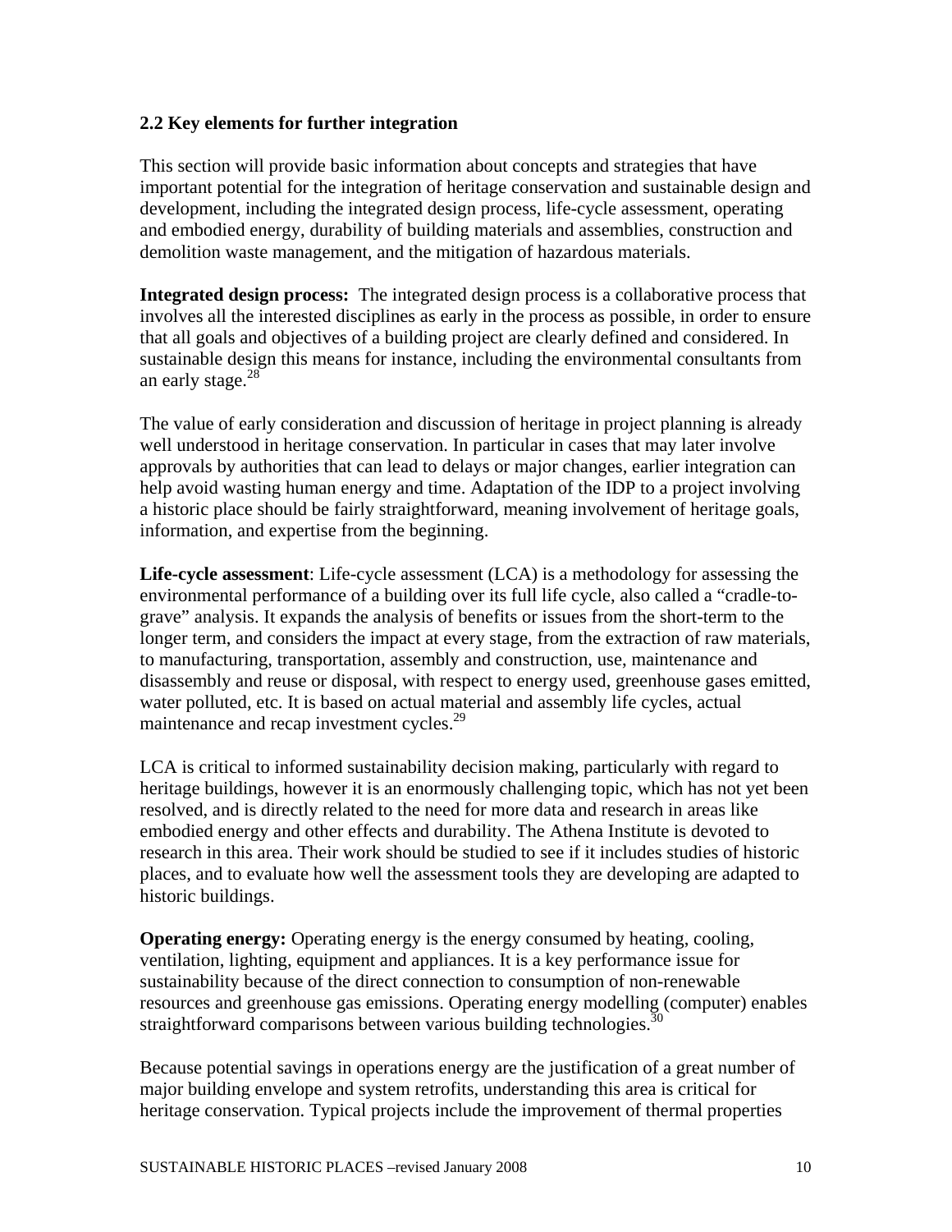### 2.2 Key elements for further integration

This section will provide basic information about concepts and strategies that have important potential for the integration of heritage conservation and sustainable design and development, including the integrated design process, life-cycle assessment, operating and embodied energy, durability of building materials and assemblies, construction and demolition waste management, and the mitigation of hazardous materials.

**Integrated design process:** The integrated design process is a collaborative process that involves all the interested disciplines as early in the process as possible, in order to ensure that all goals and objectives of a building project are clearly defined and considered. In sustainable design this means for instance, including the environmental consultants from an early stage.[28]

The value of early consideration and discussion of heritage in project planning is already well understood in heritage conservation. In particular in cases that may later involve approvals by authorities that can lead to delays or major changes, earlier integration can help avoid wasting human energy and time. Adaptation of the IDP to a project involving a historic place should be fairly straightforward, meaning involvement of heritage goals, information, and expertise from the beginning.

**Life-cycle assessment**: Life-cycle assessment (LCA) is a methodology for assessing the environmental performance of a building over its full life cycle, also called a "cradle-to-grave" analysis. It expands the analysis of benefits or issues from the short-term to the longer term, and considers the impact at every stage, from the extraction of raw materials, to manufacturing, transportation, assembly and construction, use, maintenance and disassembly and reuse or disposal, with respect to energy used, greenhouse gases emitted, water polluted, etc. It is based on actual material and assembly life cycles, actual maintenance and recap investment cycles.[29]

LCA is critical to informed sustainability decision making, particularly with regard to heritage buildings, however it is an enormously challenging topic, which has not yet been resolved, and is directly related to the need for more data and research in areas like embodied energy and other effects and durability. The Athena Institute is devoted to research in this area. Their work should be studied to see if it includes studies of historic places, and to evaluate how well the assessment tools they are developing are adapted to historic buildings.

**Operating energy:** Operating energy is the energy consumed by heating, cooling, ventilation, lighting, equipment and appliances. It is a key performance issue for sustainability because of the direct connection to consumption of non-renewable resources and greenhouse gas emissions. Operating energy modelling (computer) enables straightforward comparisons between various building technologies.[30]

Because potential savings in operations energy are the justification of a great number of major building envelope and system retrofits, understanding this area is critical for heritage conservation. Typical projects include the improvement of thermal properties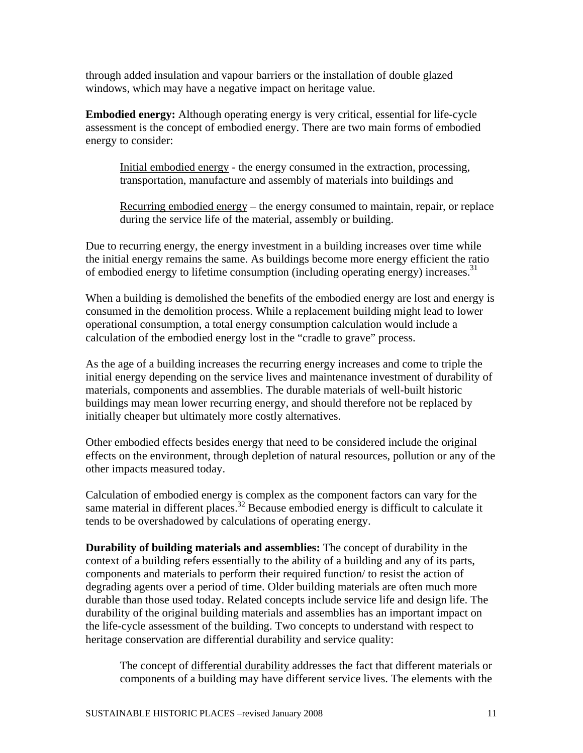through added insulation and vapour barriers or the installation of double glazed windows, which may have a negative impact on heritage value.

**Embodied energy:** Although operating energy is very critical, essential for life-cycle assessment is the concept of embodied energy. There are two main forms of embodied energy to consider:

> Initial embodied energy - the energy consumed in the extraction, processing, transportation, manufacture and assembly of materials into buildings and
>
> Recurring embodied energy – the energy consumed to maintain, repair, or replace during the service life of the material, assembly or building.

Due to recurring energy, the energy investment in a building increases over time while the initial energy remains the same. As buildings become more energy efficient the ratio of embodied energy to lifetime consumption (including operating energy) increases.[31]

When a building is demolished the benefits of the embodied energy are lost and energy is consumed in the demolition process. While a replacement building might lead to lower operational consumption, a total energy consumption calculation would include a calculation of the embodied energy lost in the "cradle to grave" process.

As the age of a building increases the recurring energy increases and come to triple the initial energy depending on the service lives and maintenance investment of durability of materials, components and assemblies. The durable materials of well-built historic buildings may mean lower recurring energy, and should therefore not be replaced by initially cheaper but ultimately more costly alternatives.

Other embodied effects besides energy that need to be considered include the original effects on the environment, through depletion of natural resources, pollution or any of the other impacts measured today.

Calculation of embodied energy is complex as the component factors can vary for the same material in different places.[32] Because embodied energy is difficult to calculate it tends to be overshadowed by calculations of operating energy.

**Durability of building materials and assemblies:** The concept of durability in the context of a building refers essentially to the ability of a building and any of its parts, components and materials to perform their required function/ to resist the action of degrading agents over a period of time. Older building materials are often much more durable than those used today. Related concepts include service life and design life. The durability of the original building materials and assemblies has an important impact on the life-cycle assessment of the building. Two concepts to understand with respect to heritage conservation are differential durability and service quality:

> The concept of differential durability addresses the fact that different materials or components of a building may have different service lives. The elements with the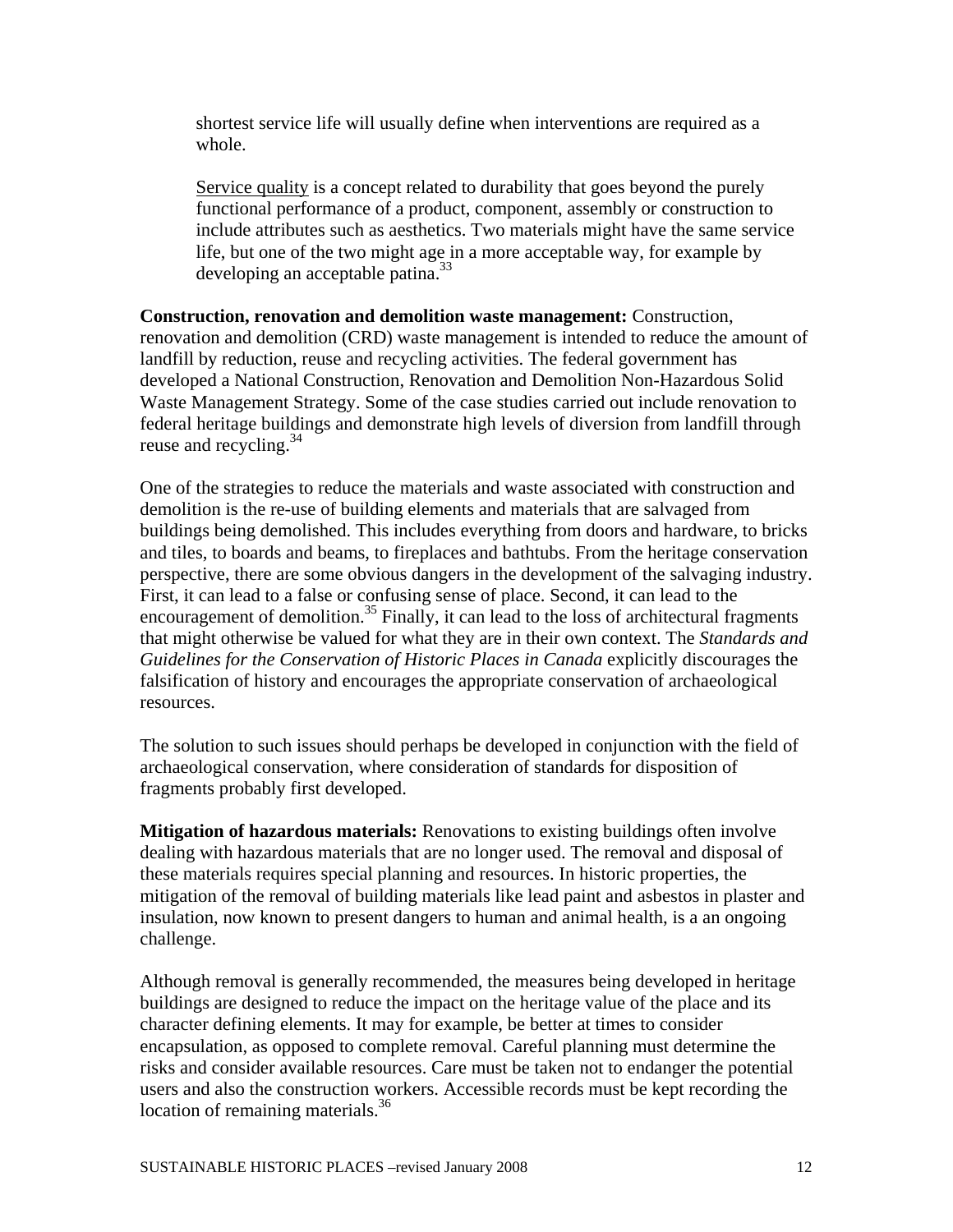shortest service life will usually define when interventions are required as a whole.

Service quality is a concept related to durability that goes beyond the purely functional performance of a product, component, assembly or construction to include attributes such as aesthetics. Two materials might have the same service life, but one of the two might age in a more acceptable way, for example by developing an acceptable patina.[33]

**Construction, renovation and demolition waste management:** Construction, renovation and demolition (CRD) waste management is intended to reduce the amount of landfill by reduction, reuse and recycling activities. The federal government has developed a National Construction, Renovation and Demolition Non-Hazardous Solid Waste Management Strategy. Some of the case studies carried out include renovation to federal heritage buildings and demonstrate high levels of diversion from landfill through reuse and recycling.[34]

One of the strategies to reduce the materials and waste associated with construction and demolition is the re-use of building elements and materials that are salvaged from buildings being demolished. This includes everything from doors and hardware, to bricks and tiles, to boards and beams, to fireplaces and bathtubs. From the heritage conservation perspective, there are some obvious dangers in the development of the salvaging industry. First, it can lead to a false or confusing sense of place. Second, it can lead to the encouragement of demolition.[35] Finally, it can lead to the loss of architectural fragments that might otherwise be valued for what they are in their own context. The *Standards and Guidelines for the Conservation of Historic Places in Canada* explicitly discourages the falsification of history and encourages the appropriate conservation of archaeological resources.

The solution to such issues should perhaps be developed in conjunction with the field of archaeological conservation, where consideration of standards for disposition of fragments probably first developed.

**Mitigation of hazardous materials:** Renovations to existing buildings often involve dealing with hazardous materials that are no longer used. The removal and disposal of these materials requires special planning and resources. In historic properties, the mitigation of the removal of building materials like lead paint and asbestos in plaster and insulation, now known to present dangers to human and animal health, is a an ongoing challenge.

Although removal is generally recommended, the measures being developed in heritage buildings are designed to reduce the impact on the heritage value of the place and its character defining elements. It may for example, be better at times to consider encapsulation, as opposed to complete removal. Careful planning must determine the risks and consider available resources. Care must be taken not to endanger the potential users and also the construction workers. Accessible records must be kept recording the location of remaining materials.[36]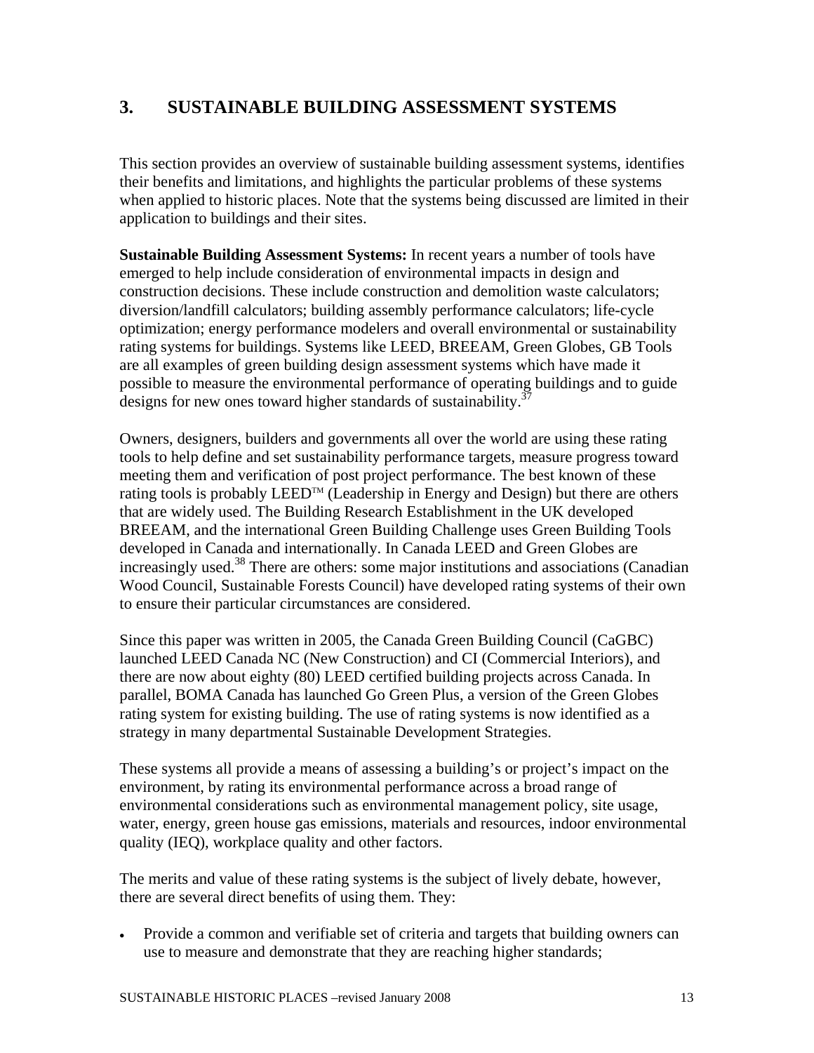## 3. SUSTAINABLE BUILDING ASSESSMENT SYSTEMS

This section provides an overview of sustainable building assessment systems, identifies their benefits and limitations, and highlights the particular problems of these systems when applied to historic places. Note that the systems being discussed are limited in their application to buildings and their sites.

**Sustainable Building Assessment Systems:** In recent years a number of tools have emerged to help include consideration of environmental impacts in design and construction decisions. These include construction and demolition waste calculators; diversion/landfill calculators; building assembly performance calculators; life-cycle optimization; energy performance modelers and overall environmental or sustainability rating systems for buildings. Systems like LEED, BREEAM, Green Globes, GB Tools are all examples of green building design assessment systems which have made it possible to measure the environmental performance of operating buildings and to guide designs for new ones toward higher standards of sustainability.[37]

Owners, designers, builders and governments all over the world are using these rating tools to help define and set sustainability performance targets, measure progress toward meeting them and verification of post project performance. The best known of these rating tools is probably LEED™ (Leadership in Energy and Design) but there are others that are widely used. The Building Research Establishment in the UK developed BREEAM, and the international Green Building Challenge uses Green Building Tools developed in Canada and internationally. In Canada LEED and Green Globes are increasingly used.[38] There are others: some major institutions and associations (Canadian Wood Council, Sustainable Forests Council) have developed rating systems of their own to ensure their particular circumstances are considered.

Since this paper was written in 2005, the Canada Green Building Council (CaGBC) launched LEED Canada NC (New Construction) and CI (Commercial Interiors), and there are now about eighty (80) LEED certified building projects across Canada. In parallel, BOMA Canada has launched Go Green Plus, a version of the Green Globes rating system for existing building. The use of rating systems is now identified as a strategy in many departmental Sustainable Development Strategies.

These systems all provide a means of assessing a building's or project's impact on the environment, by rating its environmental performance across a broad range of environmental considerations such as environmental management policy, site usage, water, energy, green house gas emissions, materials and resources, indoor environmental quality (IEQ), workplace quality and other factors.

The merits and value of these rating systems is the subject of lively debate, however, there are several direct benefits of using them. They:

- Provide a common and verifiable set of criteria and targets that building owners can use to measure and demonstrate that they are reaching higher standards;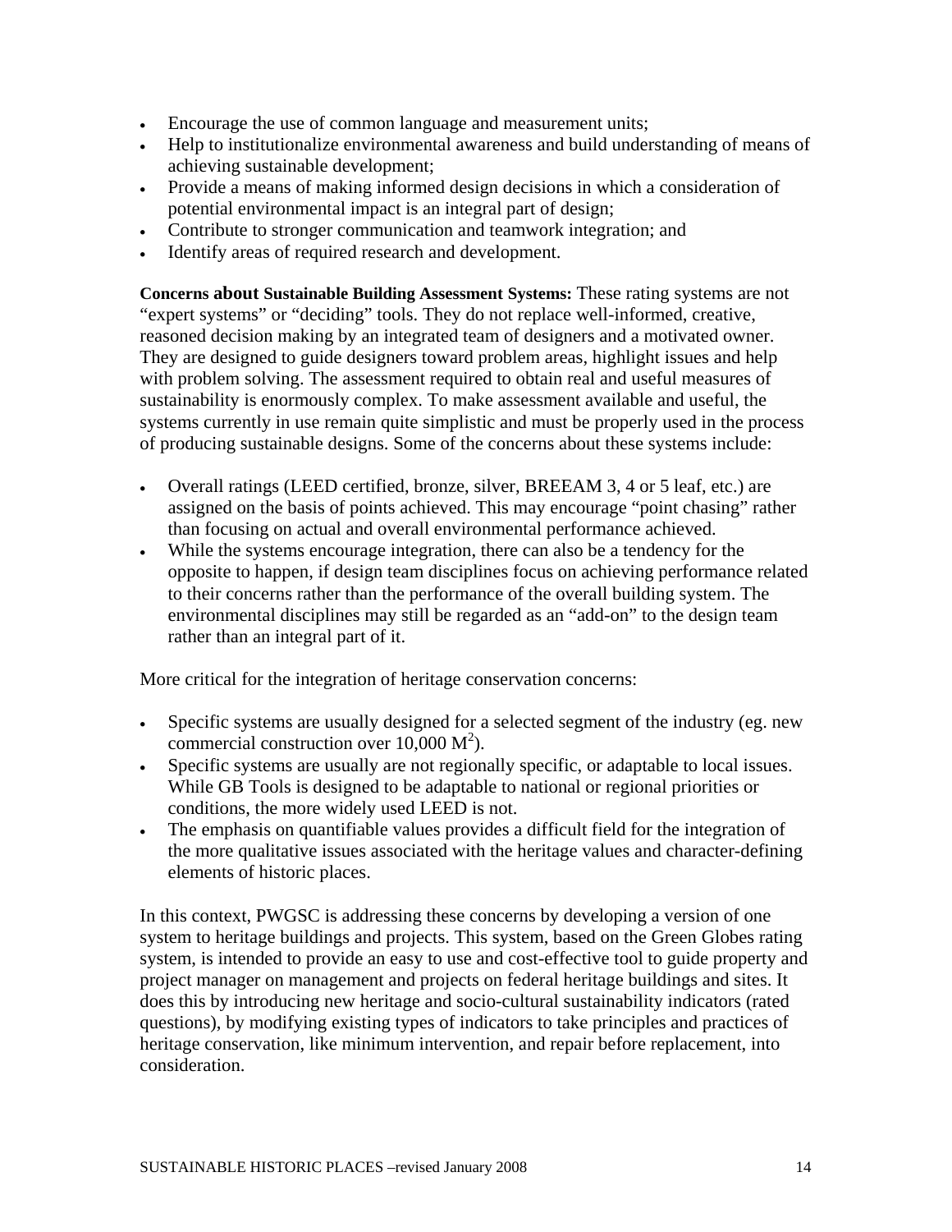- Encourage the use of common language and measurement units;
- Help to institutionalize environmental awareness and build understanding of means of achieving sustainable development;
- Provide a means of making informed design decisions in which a consideration of potential environmental impact is an integral part of design;
- Contribute to stronger communication and teamwork integration; and
- Identify areas of required research and development.

**Concerns about Sustainable Building Assessment Systems:** These rating systems are not "expert systems" or "deciding" tools. They do not replace well-informed, creative, reasoned decision making by an integrated team of designers and a motivated owner. They are designed to guide designers toward problem areas, highlight issues and help with problem solving. The assessment required to obtain real and useful measures of sustainability is enormously complex. To make assessment available and useful, the systems currently in use remain quite simplistic and must be properly used in the process of producing sustainable designs. Some of the concerns about these systems include:

- Overall ratings (LEED certified, bronze, silver, BREEAM 3, 4 or 5 leaf, etc.) are assigned on the basis of points achieved. This may encourage "point chasing" rather than focusing on actual and overall environmental performance achieved.
- While the systems encourage integration, there can also be a tendency for the opposite to happen, if design team disciplines focus on achieving performance related to their concerns rather than the performance of the overall building system. The environmental disciplines may still be regarded as an "add-on" to the design team rather than an integral part of it.

More critical for the integration of heritage conservation concerns:

- Specific systems are usually designed for a selected segment of the industry (eg. new commercial construction over 10,000 $M^2$).
- Specific systems are usually are not regionally specific, or adaptable to local issues. While GB Tools is designed to be adaptable to national or regional priorities or conditions, the more widely used LEED is not.
- The emphasis on quantifiable values provides a difficult field for the integration of the more qualitative issues associated with the heritage values and character-defining elements of historic places.

In this context, PWGSC is addressing these concerns by developing a version of one system to heritage buildings and projects. This system, based on the Green Globes rating system, is intended to provide an easy to use and cost-effective tool to guide property and project manager on management and projects on federal heritage buildings and sites. It does this by introducing new heritage and socio-cultural sustainability indicators (rated questions), by modifying existing types of indicators to take principles and practices of heritage conservation, like minimum intervention, and repair before replacement, into consideration.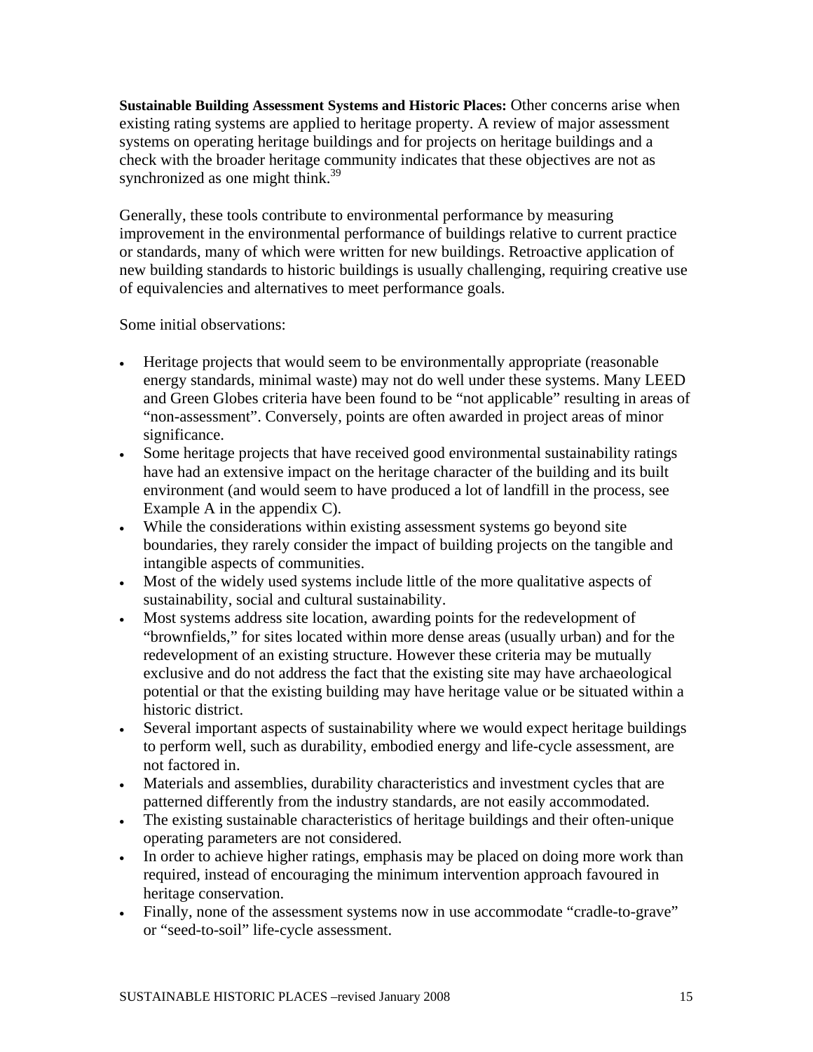**Sustainable Building Assessment Systems and Historic Places:** Other concerns arise when existing rating systems are applied to heritage property. A review of major assessment systems on operating heritage buildings and for projects on heritage buildings and a check with the broader heritage community indicates that these objectives are not as synchronized as one might think.[39]

Generally, these tools contribute to environmental performance by measuring improvement in the environmental performance of buildings relative to current practice or standards, many of which were written for new buildings. Retroactive application of new building standards to historic buildings is usually challenging, requiring creative use of equivalencies and alternatives to meet performance goals.

Some initial observations:

- Heritage projects that would seem to be environmentally appropriate (reasonable energy standards, minimal waste) may not do well under these systems. Many LEED and Green Globes criteria have been found to be "not applicable" resulting in areas of "non-assessment". Conversely, points are often awarded in project areas of minor significance.
- Some heritage projects that have received good environmental sustainability ratings have had an extensive impact on the heritage character of the building and its built environment (and would seem to have produced a lot of landfill in the process, see Example A in the appendix C).
- While the considerations within existing assessment systems go beyond site boundaries, they rarely consider the impact of building projects on the tangible and intangible aspects of communities.
- Most of the widely used systems include little of the more qualitative aspects of sustainability, social and cultural sustainability.
- Most systems address site location, awarding points for the redevelopment of "brownfields," for sites located within more dense areas (usually urban) and for the redevelopment of an existing structure. However these criteria may be mutually exclusive and do not address the fact that the existing site may have archaeological potential or that the existing building may have heritage value or be situated within a historic district.
- Several important aspects of sustainability where we would expect heritage buildings to perform well, such as durability, embodied energy and life-cycle assessment, are not factored in.
- Materials and assemblies, durability characteristics and investment cycles that are patterned differently from the industry standards, are not easily accommodated.
- The existing sustainable characteristics of heritage buildings and their often-unique operating parameters are not considered.
- In order to achieve higher ratings, emphasis may be placed on doing more work than required, instead of encouraging the minimum intervention approach favoured in heritage conservation.
- Finally, none of the assessment systems now in use accommodate "cradle-to-grave" or "seed-to-soil" life-cycle assessment.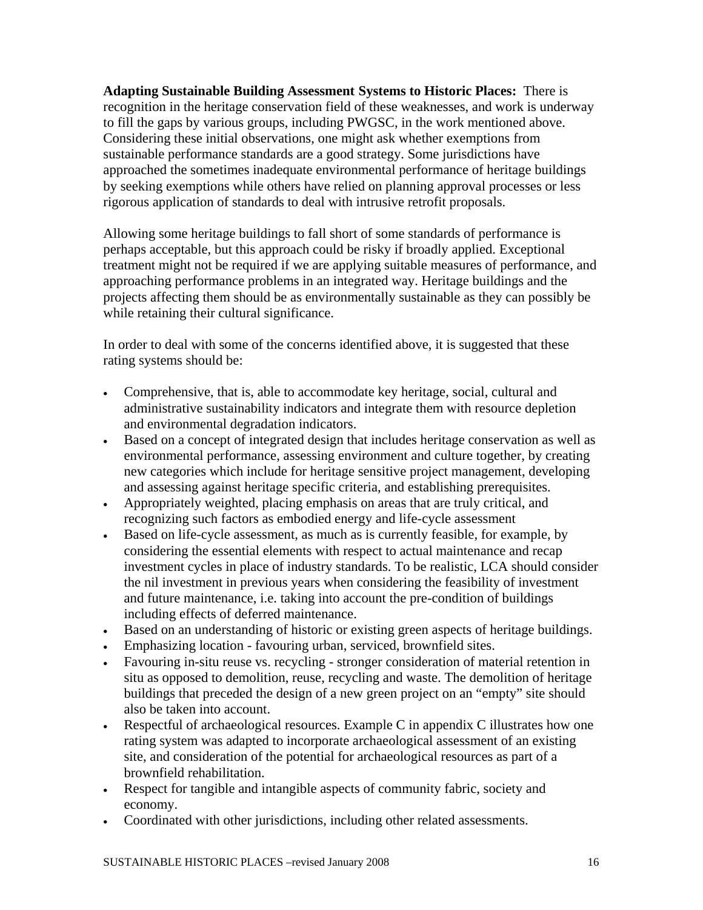**Adapting Sustainable Building Assessment Systems to Historic Places:** There is recognition in the heritage conservation field of these weaknesses, and work is underway to fill the gaps by various groups, including PWGSC, in the work mentioned above. Considering these initial observations, one might ask whether exemptions from sustainable performance standards are a good strategy. Some jurisdictions have approached the sometimes inadequate environmental performance of heritage buildings by seeking exemptions while others have relied on planning approval processes or less rigorous application of standards to deal with intrusive retrofit proposals.

Allowing some heritage buildings to fall short of some standards of performance is perhaps acceptable, but this approach could be risky if broadly applied. Exceptional treatment might not be required if we are applying suitable measures of performance, and approaching performance problems in an integrated way. Heritage buildings and the projects affecting them should be as environmentally sustainable as they can possibly be while retaining their cultural significance.

In order to deal with some of the concerns identified above, it is suggested that these rating systems should be:

- Comprehensive, that is, able to accommodate key heritage, social, cultural and administrative sustainability indicators and integrate them with resource depletion and environmental degradation indicators.
- Based on a concept of integrated design that includes heritage conservation as well as environmental performance, assessing environment and culture together, by creating new categories which include for heritage sensitive project management, developing and assessing against heritage specific criteria, and establishing prerequisites.
- Appropriately weighted, placing emphasis on areas that are truly critical, and recognizing such factors as embodied energy and life-cycle assessment
- Based on life-cycle assessment, as much as is currently feasible, for example, by considering the essential elements with respect to actual maintenance and recap investment cycles in place of industry standards. To be realistic, LCA should consider the nil investment in previous years when considering the feasibility of investment and future maintenance, i.e. taking into account the pre-condition of buildings including effects of deferred maintenance.
- Based on an understanding of historic or existing green aspects of heritage buildings.
- Emphasizing location - favouring urban, serviced, brownfield sites.
- Favouring in-situ reuse vs. recycling - stronger consideration of material retention in situ as opposed to demolition, reuse, recycling and waste. The demolition of heritage buildings that preceded the design of a new green project on an "empty" site should also be taken into account.
- Respectful of archaeological resources. Example C in appendix C illustrates how one rating system was adapted to incorporate archaeological assessment of an existing site, and consideration of the potential for archaeological resources as part of a brownfield rehabilitation.
- Respect for tangible and intangible aspects of community fabric, society and economy.
- Coordinated with other jurisdictions, including other related assessments.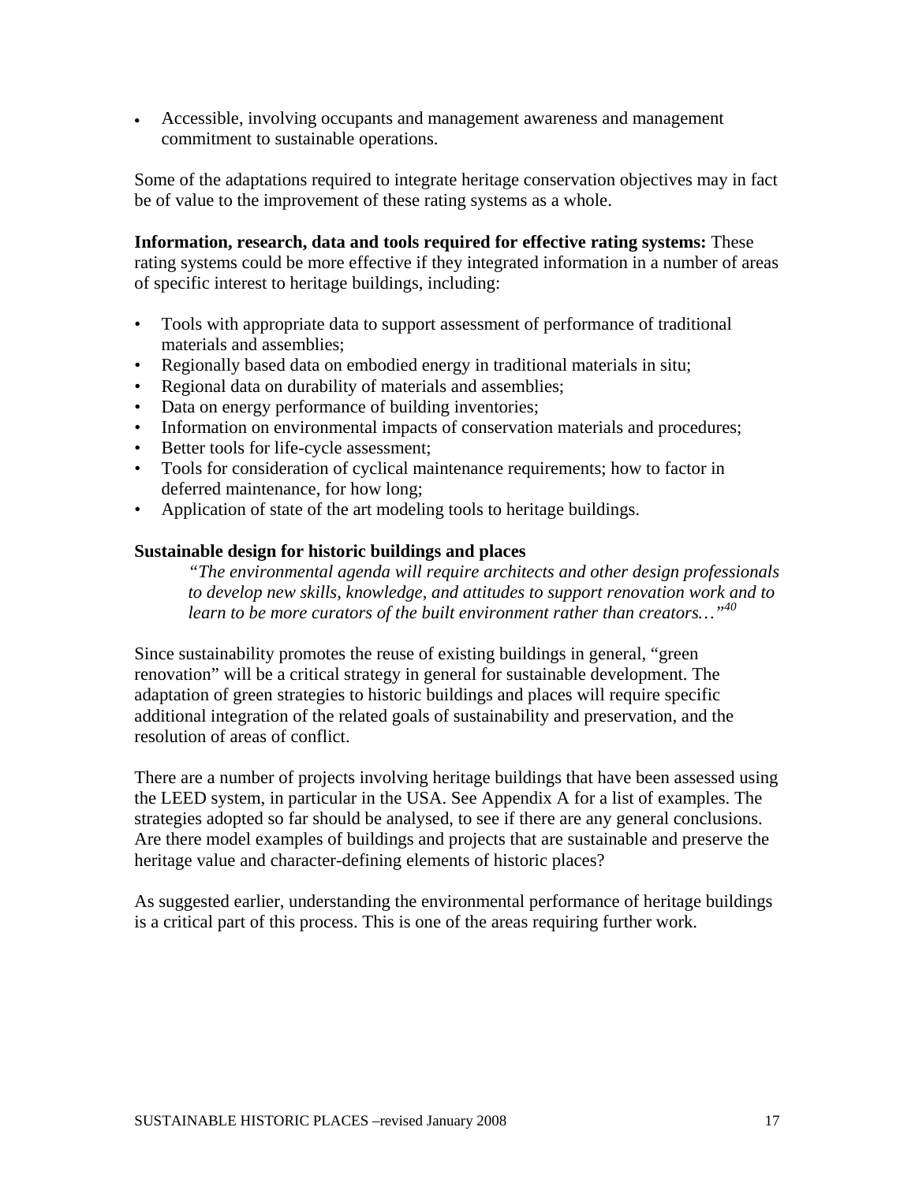- Accessible, involving occupants and management awareness and management commitment to sustainable operations.

Some of the adaptations required to integrate heritage conservation objectives may in fact be of value to the improvement of these rating systems as a whole.

**Information, research, data and tools required for effective rating systems:** These rating systems could be more effective if they integrated information in a number of areas of specific interest to heritage buildings, including:

- Tools with appropriate data to support assessment of performance of traditional materials and assemblies;
- Regionally based data on embodied energy in traditional materials in situ;
- Regional data on durability of materials and assemblies;
- Data on energy performance of building inventories;
- Information on environmental impacts of conservation materials and procedures;
- Better tools for life-cycle assessment;
- Tools for consideration of cyclical maintenance requirements; how to factor in deferred maintenance, for how long;
- Application of state of the art modeling tools to heritage buildings.

**Sustainable design for historic buildings and places**

> *"The environmental agenda will require architects and other design professionals to develop new skills, knowledge, and attitudes to support renovation work and to learn to be more curators of the built environment rather than creators…"*[40]

Since sustainability promotes the reuse of existing buildings in general, "green renovation" will be a critical strategy in general for sustainable development. The adaptation of green strategies to historic buildings and places will require specific additional integration of the related goals of sustainability and preservation, and the resolution of areas of conflict.

There are a number of projects involving heritage buildings that have been assessed using the LEED system, in particular in the USA. See Appendix A for a list of examples. The strategies adopted so far should be analysed, to see if there are any general conclusions. Are there model examples of buildings and projects that are sustainable and preserve the heritage value and character-defining elements of historic places?

As suggested earlier, understanding the environmental performance of heritage buildings is a critical part of this process. This is one of the areas requiring further work.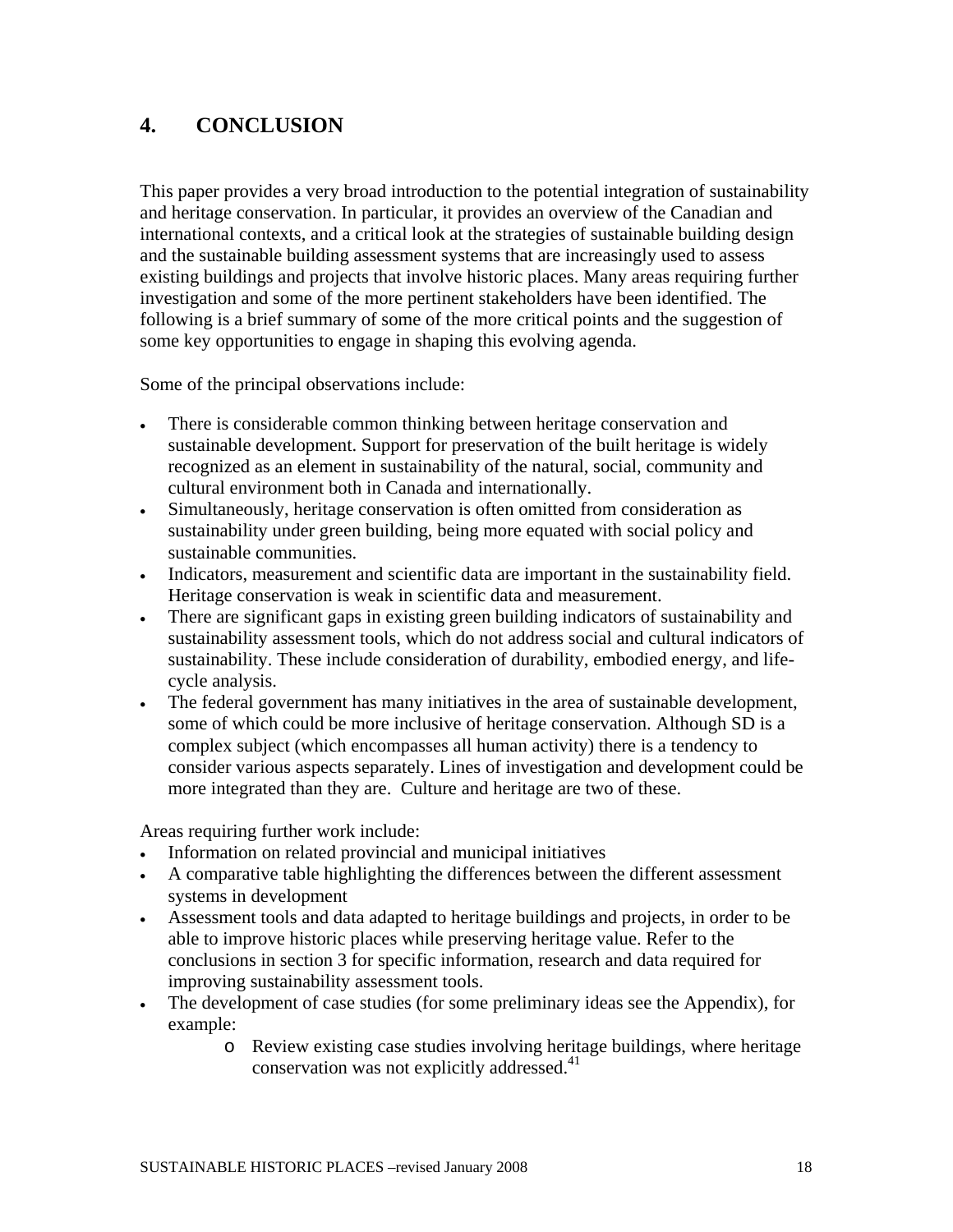# 4. CONCLUSION

This paper provides a very broad introduction to the potential integration of sustainability and heritage conservation. In particular, it provides an overview of the Canadian and international contexts, and a critical look at the strategies of sustainable building design and the sustainable building assessment systems that are increasingly used to assess existing buildings and projects that involve historic places. Many areas requiring further investigation and some of the more pertinent stakeholders have been identified. The following is a brief summary of some of the more critical points and the suggestion of some key opportunities to engage in shaping this evolving agenda.

Some of the principal observations include:

- There is considerable common thinking between heritage conservation and sustainable development. Support for preservation of the built heritage is widely recognized as an element in sustainability of the natural, social, community and cultural environment both in Canada and internationally.
- Simultaneously, heritage conservation is often omitted from consideration as sustainability under green building, being more equated with social policy and sustainable communities.
- Indicators, measurement and scientific data are important in the sustainability field. Heritage conservation is weak in scientific data and measurement.
- There are significant gaps in existing green building indicators of sustainability and sustainability assessment tools, which do not address social and cultural indicators of sustainability. These include consideration of durability, embodied energy, and life-cycle analysis.
- The federal government has many initiatives in the area of sustainable development, some of which could be more inclusive of heritage conservation. Although SD is a complex subject (which encompasses all human activity) there is a tendency to consider various aspects separately. Lines of investigation and development could be more integrated than they are. Culture and heritage are two of these.

Areas requiring further work include:

- Information on related provincial and municipal initiatives
- A comparative table highlighting the differences between the different assessment systems in development
- Assessment tools and data adapted to heritage buildings and projects, in order to be able to improve historic places while preserving heritage value. Refer to the conclusions in section 3 for specific information, research and data required for improving sustainability assessment tools.
- The development of case studies (for some preliminary ideas see the Appendix), for example:
    - Review existing case studies involving heritage buildings, where heritage conservation was not explicitly addressed.[41]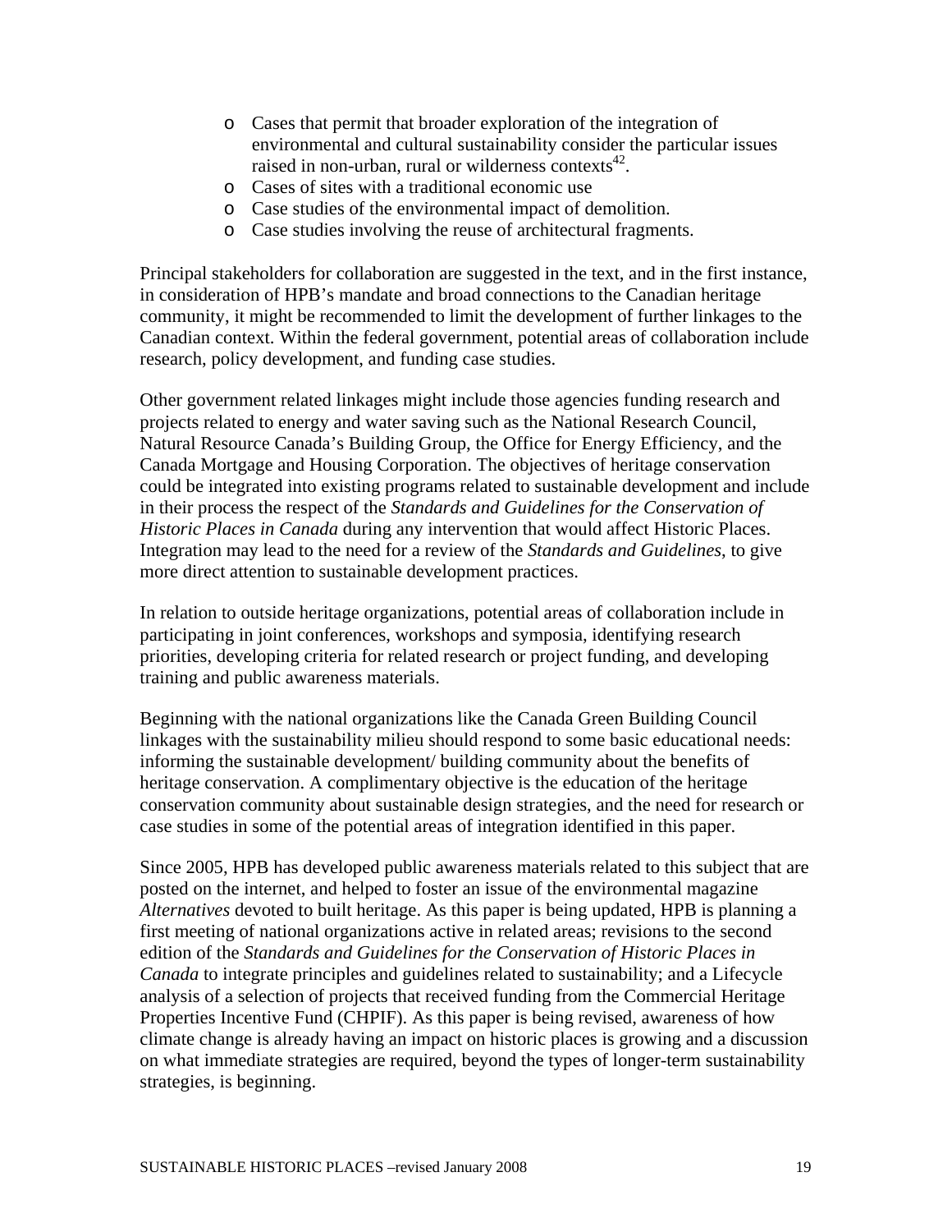- Cases that permit that broader exploration of the integration of environmental and cultural sustainability consider the particular issues raised in non-urban, rural or wilderness contexts[42].
- Cases of sites with a traditional economic use
- Case studies of the environmental impact of demolition.
- Case studies involving the reuse of architectural fragments.

Principal stakeholders for collaboration are suggested in the text, and in the first instance, in consideration of HPB's mandate and broad connections to the Canadian heritage community, it might be recommended to limit the development of further linkages to the Canadian context. Within the federal government, potential areas of collaboration include research, policy development, and funding case studies.

Other government related linkages might include those agencies funding research and projects related to energy and water saving such as the National Research Council, Natural Resource Canada's Building Group, the Office for Energy Efficiency, and the Canada Mortgage and Housing Corporation. The objectives of heritage conservation could be integrated into existing programs related to sustainable development and include in their process the respect of the *Standards and Guidelines for the Conservation of Historic Places in Canada* during any intervention that would affect Historic Places. Integration may lead to the need for a review of the *Standards and Guidelines*, to give more direct attention to sustainable development practices.

In relation to outside heritage organizations, potential areas of collaboration include in participating in joint conferences, workshops and symposia, identifying research priorities, developing criteria for related research or project funding, and developing training and public awareness materials.

Beginning with the national organizations like the Canada Green Building Council linkages with the sustainability milieu should respond to some basic educational needs: informing the sustainable development/ building community about the benefits of heritage conservation. A complimentary objective is the education of the heritage conservation community about sustainable design strategies, and the need for research or case studies in some of the potential areas of integration identified in this paper.

Since 2005, HPB has developed public awareness materials related to this subject that are posted on the internet, and helped to foster an issue of the environmental magazine *Alternatives* devoted to built heritage. As this paper is being updated, HPB is planning a first meeting of national organizations active in related areas; revisions to the second edition of the *Standards and Guidelines for the Conservation of Historic Places in Canada* to integrate principles and guidelines related to sustainability; and a Lifecycle analysis of a selection of projects that received funding from the Commercial Heritage Properties Incentive Fund (CHPIF). As this paper is being revised, awareness of how climate change is already having an impact on historic places is growing and a discussion on what immediate strategies are required, beyond the types of longer-term sustainability strategies, is beginning.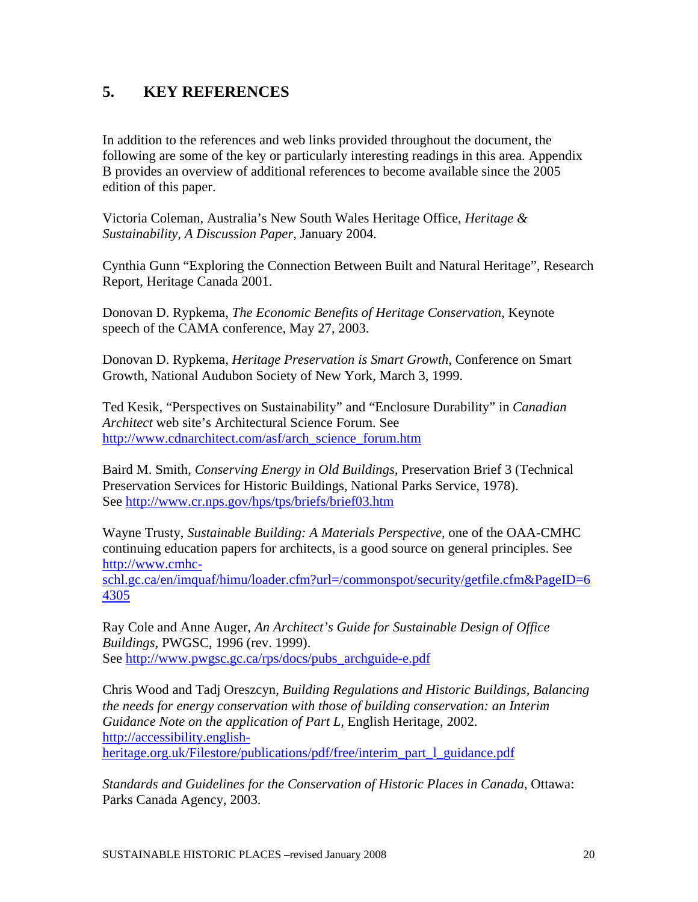## 5. KEY REFERENCES

In addition to the references and web links provided throughout the document, the following are some of the key or particularly interesting readings in this area. Appendix B provides an overview of additional references to become available since the 2005 edition of this paper.

Victoria Coleman, Australia's New South Wales Heritage Office, *Heritage & Sustainability, A Discussion Paper*, January 2004.

Cynthia Gunn "Exploring the Connection Between Built and Natural Heritage", Research Report, Heritage Canada 2001.

Donovan D. Rypkema, *The Economic Benefits of Heritage Conservation*, Keynote speech of the CAMA conference, May 27, 2003.

Donovan D. Rypkema, *Heritage Preservation is Smart Growth,* Conference on Smart Growth, National Audubon Society of New York, March 3, 1999.

Ted Kesik, "Perspectives on Sustainability" and "Enclosure Durability" in *Canadian Architect* web site's Architectural Science Forum. See http://www.cdnarchitect.com/asf/arch_science_forum.htm

Baird M. Smith, *Conserving Energy in Old Buildings*, Preservation Brief 3 (Technical Preservation Services for Historic Buildings, National Parks Service, 1978). See http://www.cr.nps.gov/hps/tps/briefs/brief03.htm

Wayne Trusty, *Sustainable Building: A Materials Perspective*, one of the OAA-CMHC continuing education papers for architects, is a good source on general principles. See http://www.cmhc-schl.gc.ca/en/imquaf/himu/loader.cfm?url=/commonspot/security/getfile.cfm&PageID=64305

Ray Cole and Anne Auger, *An Architect's Guide for Sustainable Design of Office Buildings*, PWGSC, 1996 (rev. 1999). See http://www.pwgsc.gc.ca/rps/docs/pubs_archguide-e.pdf

Chris Wood and Tadj Oreszcyn, *Building Regulations and Historic Buildings, Balancing the needs for energy conservation with those of building conservation: an Interim Guidance Note on the application of Part L,* English Heritage, 2002. http://accessibility.english-heritage.org.uk/Filestore/publications/pdf/free/interim_part_l_guidance.pdf

*Standards and Guidelines for the Conservation of Historic Places in Canada*, Ottawa: Parks Canada Agency, 2003.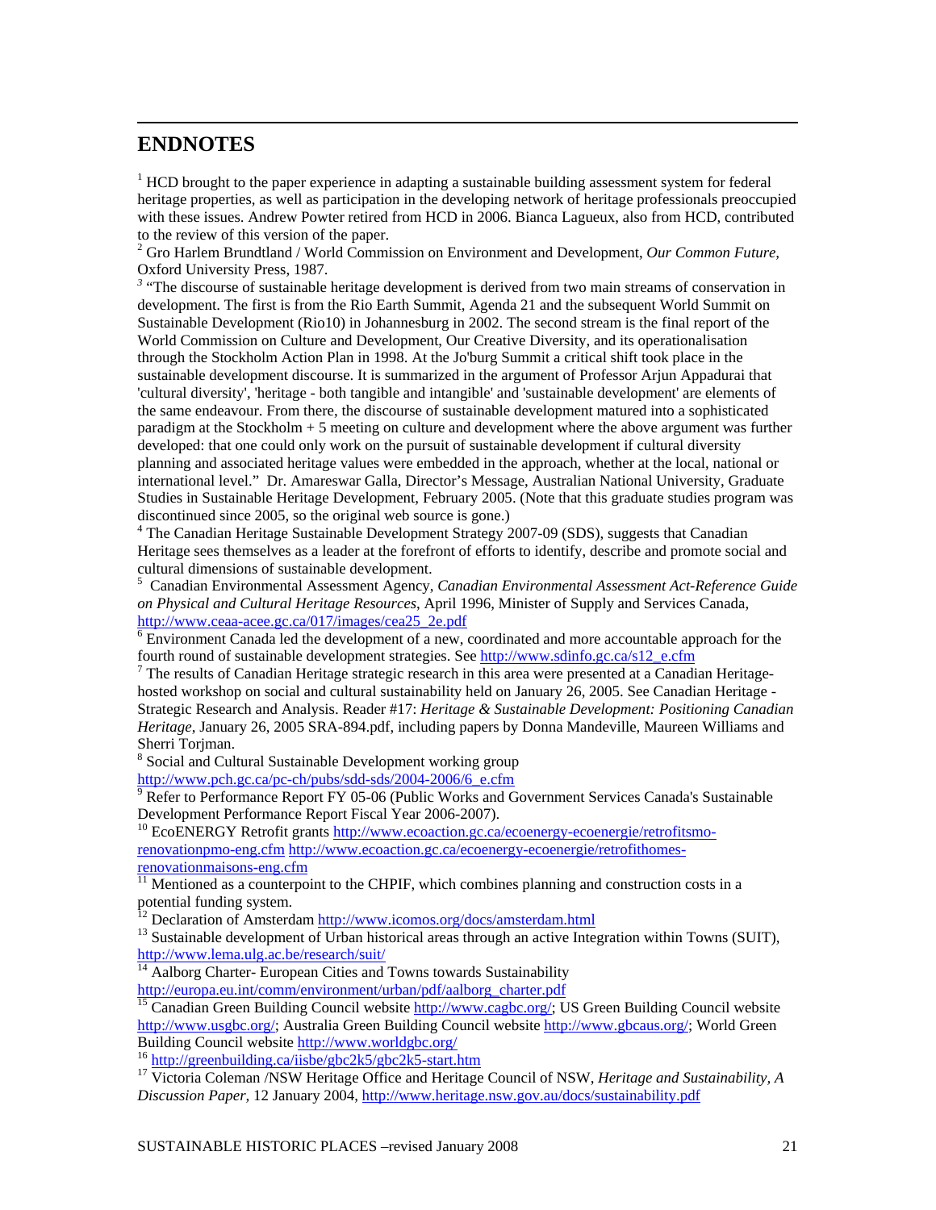## ENDNOTES

[1] HCD brought to the paper experience in adapting a sustainable building assessment system for federal heritage properties, as well as participation in the developing network of heritage professionals preoccupied with these issues. Andrew Powter retired from HCD in 2006. Bianca Lagueux, also from HCD, contributed to the review of this version of the paper.

[2] Gro Harlem Brundtland / World Commission on Environment and Development, *Our Common Future*, Oxford University Press, 1987.

[3] "The discourse of sustainable heritage development is derived from two main streams of conservation in development. The first is from the Rio Earth Summit, Agenda 21 and the subsequent World Summit on Sustainable Development (Rio10) in Johannesburg in 2002. The second stream is the final report of the World Commission on Culture and Development, Our Creative Diversity, and its operationalisation through the Stockholm Action Plan in 1998. At the Jo'burg Summit a critical shift took place in the sustainable development discourse. It is summarized in the argument of Professor Arjun Appadurai that 'cultural diversity', 'heritage - both tangible and intangible' and 'sustainable development' are elements of the same endeavour. From there, the discourse of sustainable development matured into a sophisticated paradigm at the Stockholm + 5 meeting on culture and development where the above argument was further developed: that one could only work on the pursuit of sustainable development if cultural diversity planning and associated heritage values were embedded in the approach, whether at the local, national or international level." Dr. Amareswar Galla, Director's Message, Australian National University, Graduate Studies in Sustainable Heritage Development, February 2005. (Note that this graduate studies program was discontinued since 2005, so the original web source is gone.)

[4] The Canadian Heritage Sustainable Development Strategy 2007-09 (SDS), suggests that Canadian Heritage sees themselves as a leader at the forefront of efforts to identify, describe and promote social and cultural dimensions of sustainable development.

[5] Canadian Environmental Assessment Agency, *Canadian Environmental Assessment Act-Reference Guide on Physical and Cultural Heritage Resources*, April 1996, Minister of Supply and Services Canada, http://www.ceaa-acee.gc.ca/017/images/cea25_2e.pdf

[6] Environment Canada led the development of a new, coordinated and more accountable approach for the fourth round of sustainable development strategies. See http://www.sdinfo.gc.ca/s12_e.cfm

[7] The results of Canadian Heritage strategic research in this area were presented at a Canadian Heritage-hosted workshop on social and cultural sustainability held on January 26, 2005. See Canadian Heritage - Strategic Research and Analysis. Reader #17: *Heritage & Sustainable Development: Positioning Canadian Heritage*, January 26, 2005 SRA-894.pdf, including papers by Donna Mandeville, Maureen Williams and Sherri Torjman.

[8] Social and Cultural Sustainable Development working group http://www.pch.gc.ca/pc-ch/pubs/sdd-sds/2004-2006/6_e.cfm

[9] Refer to Performance Report FY 05-06 (Public Works and Government Services Canada's Sustainable Development Performance Report Fiscal Year 2006-2007).

[10] EcoENERGY Retrofit grants http://www.ecoaction.gc.ca/ecoenergy-ecoenergie/retrofitsmo-renovationpmo-eng.cfm http://www.ecoaction.gc.ca/ecoenergy-ecoenergie/retrofithomes-renovationmaisons-eng.cfm

[11] Mentioned as a counterpoint to the CHPIF, which combines planning and construction costs in a potential funding system.

[12] Declaration of Amsterdam http://www.icomos.org/docs/amsterdam.html

[13] Sustainable development of Urban historical areas through an active Integration within Towns (SUIT), http://www.lema.ulg.ac.be/research/suit/

[14] Aalborg Charter- European Cities and Towns towards Sustainability http://europa.eu.int/comm/environment/urban/pdf/aalborg_charter.pdf

[15] Canadian Green Building Council website http://www.cagbc.org/; US Green Building Council website http://www.usgbc.org/; Australia Green Building Council website http://www.gbcaus.org/; World Green Building Council website http://www.worldgbc.org/

[16] http://greenbuilding.ca/iisbe/gbc2k5/gbc2k5-start.htm

[17] Victoria Coleman /NSW Heritage Office and Heritage Council of NSW, *Heritage and Sustainability, A Discussion Paper*, 12 January 2004, http://www.heritage.nsw.gov.au/docs/sustainability.pdf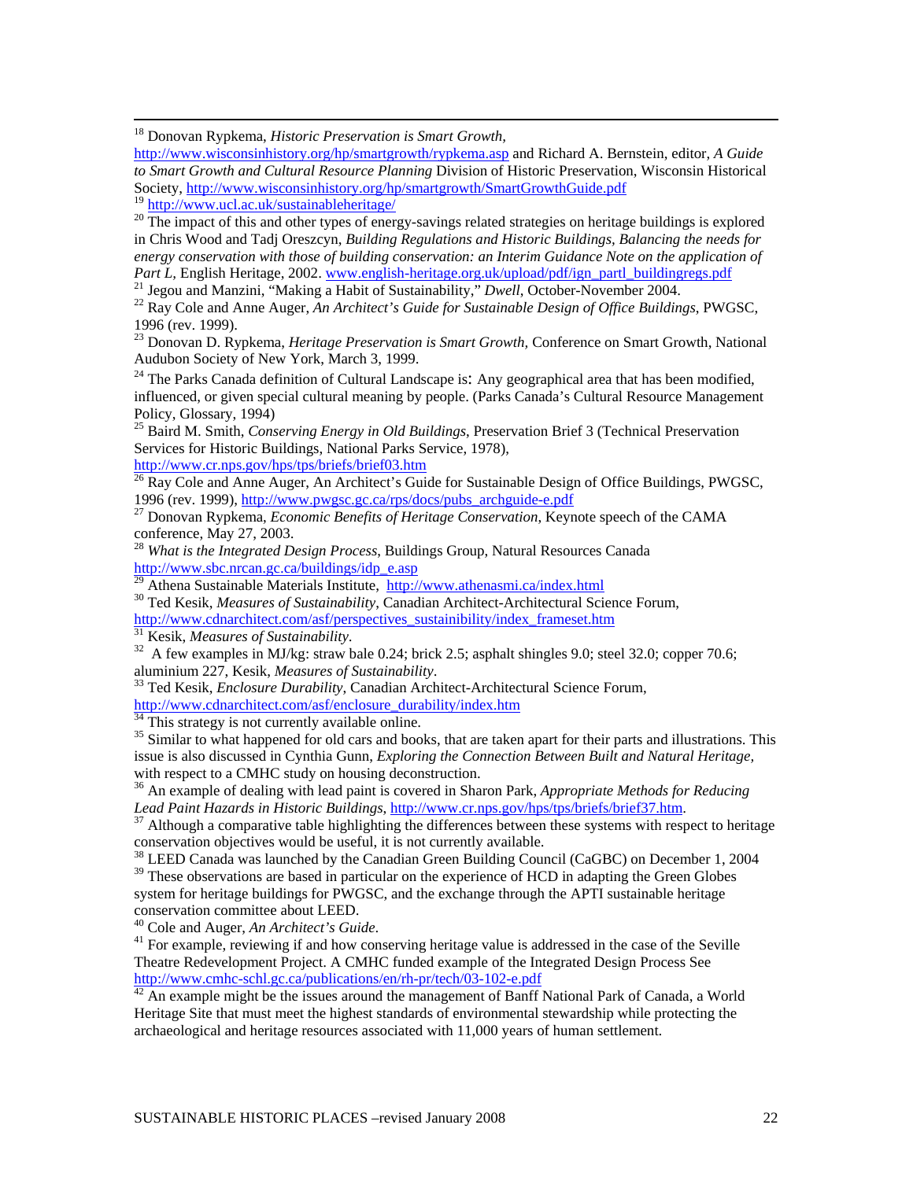[18] Donovan Rypkema, *Historic Preservation is Smart Growth*, http://www.wisconsinhistory.org/hp/smartgrowth/rypkema.asp and Richard A. Bernstein, editor, *A Guide to Smart Growth and Cultural Resource Planning* Division of Historic Preservation, Wisconsin Historical Society, http://www.wisconsinhistory.org/hp/smartgrowth/SmartGrowthGuide.pdf

[19] http://www.ucl.ac.uk/sustainableheritage/

[20] The impact of this and other types of energy-savings related strategies on heritage buildings is explored in Chris Wood and Tadj Oreszcyn, *Building Regulations and Historic Buildings, Balancing the needs for energy conservation with those of building conservation: an Interim Guidance Note on the application of Part L*, English Heritage, 2002. www.english-heritage.org.uk/upload/pdf/ign_partl_buildingregs.pdf

[21] Jegou and Manzini, "Making a Habit of Sustainability," *Dwell*, October-November 2004.

[22] Ray Cole and Anne Auger, *An Architect's Guide for Sustainable Design of Office Buildings*, PWGSC, 1996 (rev. 1999).

[23] Donovan D. Rypkema, *Heritage Preservation is Smart Growth*, Conference on Smart Growth, National Audubon Society of New York, March 3, 1999.

[24] The Parks Canada definition of Cultural Landscape is: Any geographical area that has been modified, influenced, or given special cultural meaning by people. (Parks Canada's Cultural Resource Management Policy, Glossary, 1994)

[25] Baird M. Smith, *Conserving Energy in Old Buildings*, Preservation Brief 3 (Technical Preservation Services for Historic Buildings, National Parks Service, 1978), http://www.cr.nps.gov/hps/tps/briefs/brief03.htm

[26] Ray Cole and Anne Auger, An Architect's Guide for Sustainable Design of Office Buildings, PWGSC, 1996 (rev. 1999), http://www.pwgsc.gc.ca/rps/docs/pubs_archguide-e.pdf

[27] Donovan Rypkema, *Economic Benefits of Heritage Conservation*, Keynote speech of the CAMA conference, May 27, 2003.

[28] *What is the Integrated Design Process*, Buildings Group, Natural Resources Canada http://www.sbc.nrcan.gc.ca/buildings/idp_e.asp

[29] Athena Sustainable Materials Institute, http://www.athenasmi.ca/index.html

[30] Ted Kesik, *Measures of Sustainability*, Canadian Architect-Architectural Science Forum, http://www.cdnarchitect.com/asf/perspectives_sustainibility/index_frameset.htm

[31] Kesik, *Measures of Sustainability*.

[32] A few examples in MJ/kg: straw bale 0.24; brick 2.5; asphalt shingles 9.0; steel 32.0; copper 70.6; aluminium 227, Kesik, *Measures of Sustainability*.

[33] Ted Kesik, *Enclosure Durability*, Canadian Architect-Architectural Science Forum, http://www.cdnarchitect.com/asf/enclosure_durability/index.htm

[34] This strategy is not currently available online.

[35] Similar to what happened for old cars and books, that are taken apart for their parts and illustrations. This issue is also discussed in Cynthia Gunn, *Exploring the Connection Between Built and Natural Heritage*, with respect to a CMHC study on housing deconstruction.

[36] An example of dealing with lead paint is covered in Sharon Park, *Appropriate Methods for Reducing Lead Paint Hazards in Historic Buildings*, http://www.cr.nps.gov/hps/tps/briefs/brief37.htm.

[37] Although a comparative table highlighting the differences between these systems with respect to heritage conservation objectives would be useful, it is not currently available.

[38] LEED Canada was launched by the Canadian Green Building Council (CaGBC) on December 1, 2004

[39] These observations are based in particular on the experience of HCD in adapting the Green Globes system for heritage buildings for PWGSC, and the exchange through the APTI sustainable heritage conservation committee about LEED.

[40] Cole and Auger, *An Architect's Guide*.

[41] For example, reviewing if and how conserving heritage value is addressed in the case of the Seville Theatre Redevelopment Project. A CMHC funded example of the Integrated Design Process See http://www.cmhc-schl.gc.ca/publications/en/rh-pr/tech/03-102-e.pdf

[42] An example might be the issues around the management of Banff National Park of Canada, a World Heritage Site that must meet the highest standards of environmental stewardship while protecting the archaeological and heritage resources associated with 11,000 years of human settlement.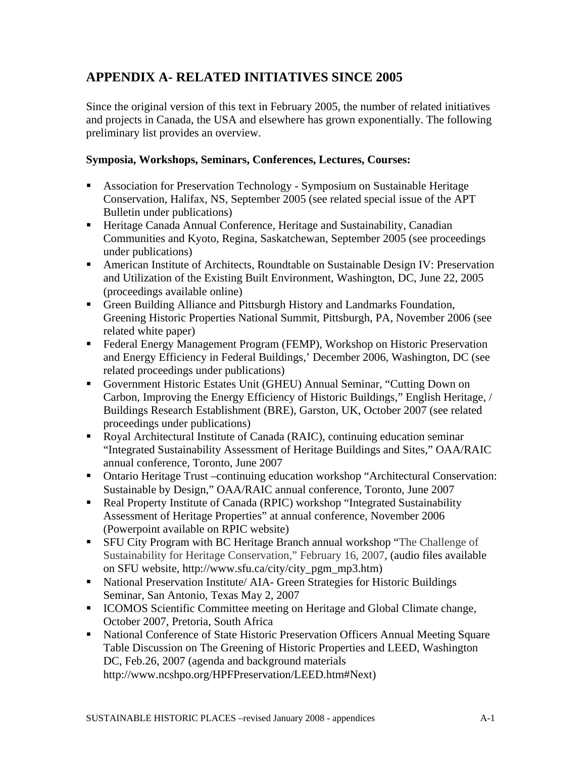## APPENDIX A- RELATED INITIATIVES SINCE 2005

Since the original version of this text in February 2005, the number of related initiatives and projects in Canada, the USA and elsewhere has grown exponentially. The following preliminary list provides an overview.

**Symposia, Workshops, Seminars, Conferences, Lectures, Courses:**

- Association for Preservation Technology - Symposium on Sustainable Heritage Conservation, Halifax, NS, September 2005 (see related special issue of the APT Bulletin under publications)
- Heritage Canada Annual Conference, Heritage and Sustainability, Canadian Communities and Kyoto, Regina, Saskatchewan, September 2005 (see proceedings under publications)
- American Institute of Architects, Roundtable on Sustainable Design IV: Preservation and Utilization of the Existing Built Environment, Washington, DC, June 22, 2005 (proceedings available online)
- Green Building Alliance and Pittsburgh History and Landmarks Foundation, Greening Historic Properties National Summit, Pittsburgh, PA, November 2006 (see related white paper)
- Federal Energy Management Program (FEMP), Workshop on Historic Preservation and Energy Efficiency in Federal Buildings,' December 2006, Washington, DC (see related proceedings under publications)
- Government Historic Estates Unit (GHEU) Annual Seminar, "Cutting Down on Carbon, Improving the Energy Efficiency of Historic Buildings," English Heritage, / Buildings Research Establishment (BRE), Garston, UK, October 2007 (see related proceedings under publications)
- Royal Architectural Institute of Canada (RAIC), continuing education seminar "Integrated Sustainability Assessment of Heritage Buildings and Sites," OAA/RAIC annual conference, Toronto, June 2007
- Ontario Heritage Trust –continuing education workshop "Architectural Conservation: Sustainable by Design," OAA/RAIC annual conference, Toronto, June 2007
- Real Property Institute of Canada (RPIC) workshop "Integrated Sustainability Assessment of Heritage Properties" at annual conference, November 2006 (Powerpoint available on RPIC website)
- SFU City Program with BC Heritage Branch annual workshop "The Challenge of Sustainability for Heritage Conservation," February 16, 2007, (audio files available on SFU website, http://www.sfu.ca/city/city_pgm_mp3.htm)
- National Preservation Institute/ AIA- Green Strategies for Historic Buildings Seminar, San Antonio, Texas May 2, 2007
- ICOMOS Scientific Committee meeting on Heritage and Global Climate change, October 2007, Pretoria, South Africa
- National Conference of State Historic Preservation Officers Annual Meeting Square Table Discussion on The Greening of Historic Properties and LEED, Washington DC, Feb.26, 2007 (agenda and background materials http://www.ncshpo.org/HPFPreservation/LEED.htm#Next)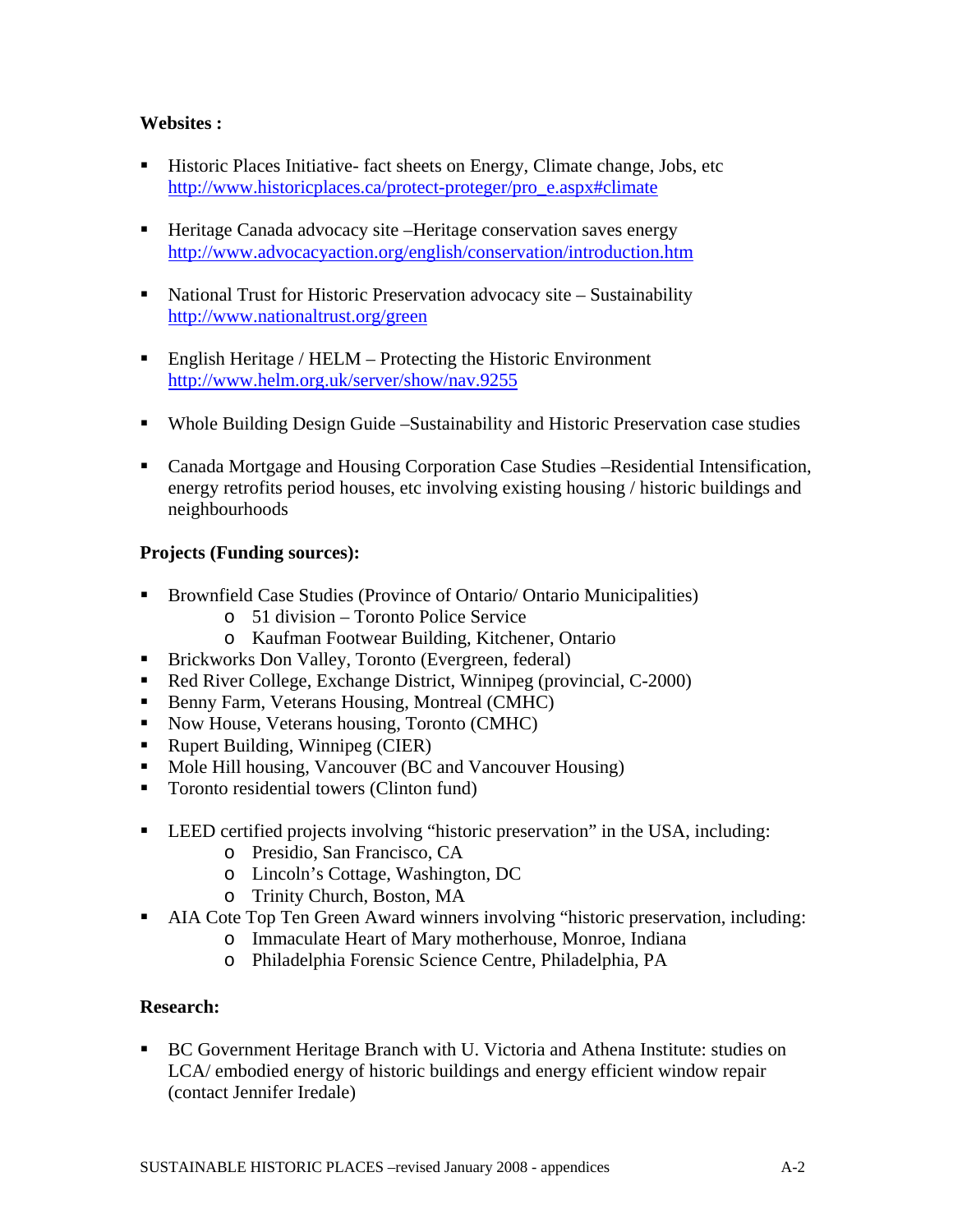**Websites :**

- Historic Places Initiative- fact sheets on Energy, Climate change, Jobs, etc
  http://www.historicplaces.ca/protect-proteger/pro_e.aspx#climate

- Heritage Canada advocacy site –Heritage conservation saves energy
  http://www.advocacyaction.org/english/conservation/introduction.htm

- National Trust for Historic Preservation advocacy site – Sustainability
  http://www.nationaltrust.org/green

- English Heritage / HELM – Protecting the Historic Environment
  http://www.helm.org.uk/server/show/nav.9255

- Whole Building Design Guide –Sustainability and Historic Preservation case studies

- Canada Mortgage and Housing Corporation Case Studies –Residential Intensification, energy retrofits period houses, etc involving existing housing / historic buildings and neighbourhoods

**Projects (Funding sources):**

- Brownfield Case Studies (Province of Ontario/ Ontario Municipalities)
  - 51 division – Toronto Police Service
  - Kaufman Footwear Building, Kitchener, Ontario
- Brickworks Don Valley, Toronto (Evergreen, federal)
- Red River College, Exchange District, Winnipeg (provincial, C-2000)
- Benny Farm, Veterans Housing, Montreal (CMHC)
- Now House, Veterans housing, Toronto (CMHC)
- Rupert Building, Winnipeg (CIER)
- Mole Hill housing, Vancouver (BC and Vancouver Housing)
- Toronto residential towers (Clinton fund)

- LEED certified projects involving "historic preservation" in the USA, including:
  - Presidio, San Francisco, CA
  - Lincoln's Cottage, Washington, DC
  - Trinity Church, Boston, MA
- AIA Cote Top Ten Green Award winners involving "historic preservation, including:
  - Immaculate Heart of Mary motherhouse, Monroe, Indiana
  - Philadelphia Forensic Science Centre, Philadelphia, PA

**Research:**

- BC Government Heritage Branch with U. Victoria and Athena Institute: studies on LCA/ embodied energy of historic buildings and energy efficient window repair (contact Jennifer Iredale)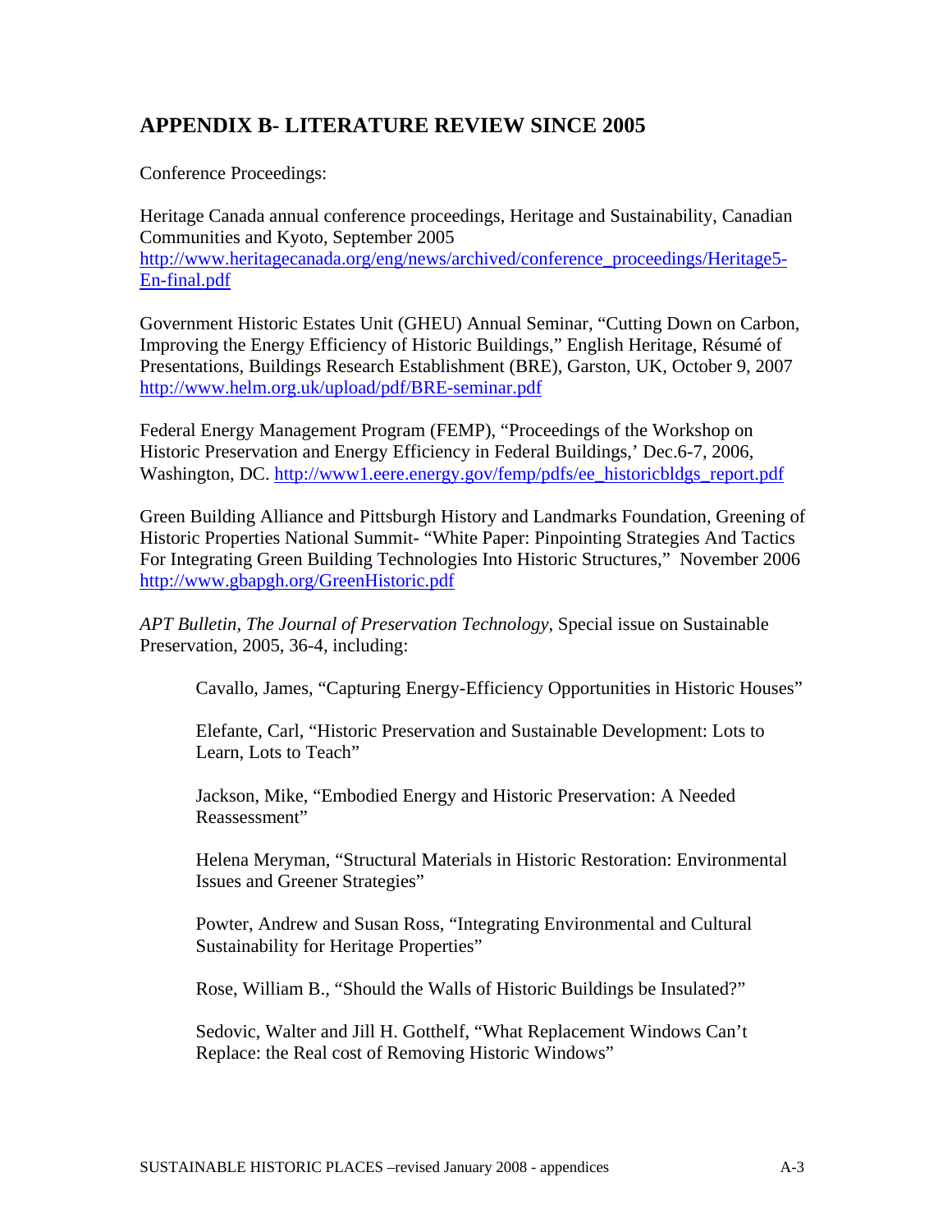## APPENDIX B- LITERATURE REVIEW SINCE 2005

Conference Proceedings:

Heritage Canada annual conference proceedings, Heritage and Sustainability, Canadian Communities and Kyoto, September 2005
http://www.heritagecanada.org/eng/news/archived/conference_proceedings/Heritage5-En-final.pdf

Government Historic Estates Unit (GHEU) Annual Seminar, "Cutting Down on Carbon, Improving the Energy Efficiency of Historic Buildings," English Heritage, Résumé of Presentations, Buildings Research Establishment (BRE), Garston, UK, October 9, 2007
http://www.helm.org.uk/upload/pdf/BRE-seminar.pdf

Federal Energy Management Program (FEMP), "Proceedings of the Workshop on Historic Preservation and Energy Efficiency in Federal Buildings,' Dec.6-7, 2006, Washington, DC. http://www1.eere.energy.gov/femp/pdfs/ee_historicbldgs_report.pdf

Green Building Alliance and Pittsburgh History and Landmarks Foundation, Greening of Historic Properties National Summit- "White Paper: Pinpointing Strategies And Tactics For Integrating Green Building Technologies Into Historic Structures," November 2006
http://www.gbapgh.org/GreenHistoric.pdf

*APT Bulletin*, *The Journal of Preservation Technology*, Special issue on Sustainable Preservation, 2005, 36-4, including:

> Cavallo, James, "Capturing Energy-Efficiency Opportunities in Historic Houses"
>
> Elefante, Carl, "Historic Preservation and Sustainable Development: Lots to Learn, Lots to Teach"
>
> Jackson, Mike, "Embodied Energy and Historic Preservation: A Needed Reassessment"
>
> Helena Meryman, "Structural Materials in Historic Restoration: Environmental Issues and Greener Strategies"
>
> Powter, Andrew and Susan Ross, "Integrating Environmental and Cultural Sustainability for Heritage Properties"
>
> Rose, William B., "Should the Walls of Historic Buildings be Insulated?"
>
> Sedovic, Walter and Jill H. Gotthelf, "What Replacement Windows Can't Replace: the Real cost of Removing Historic Windows"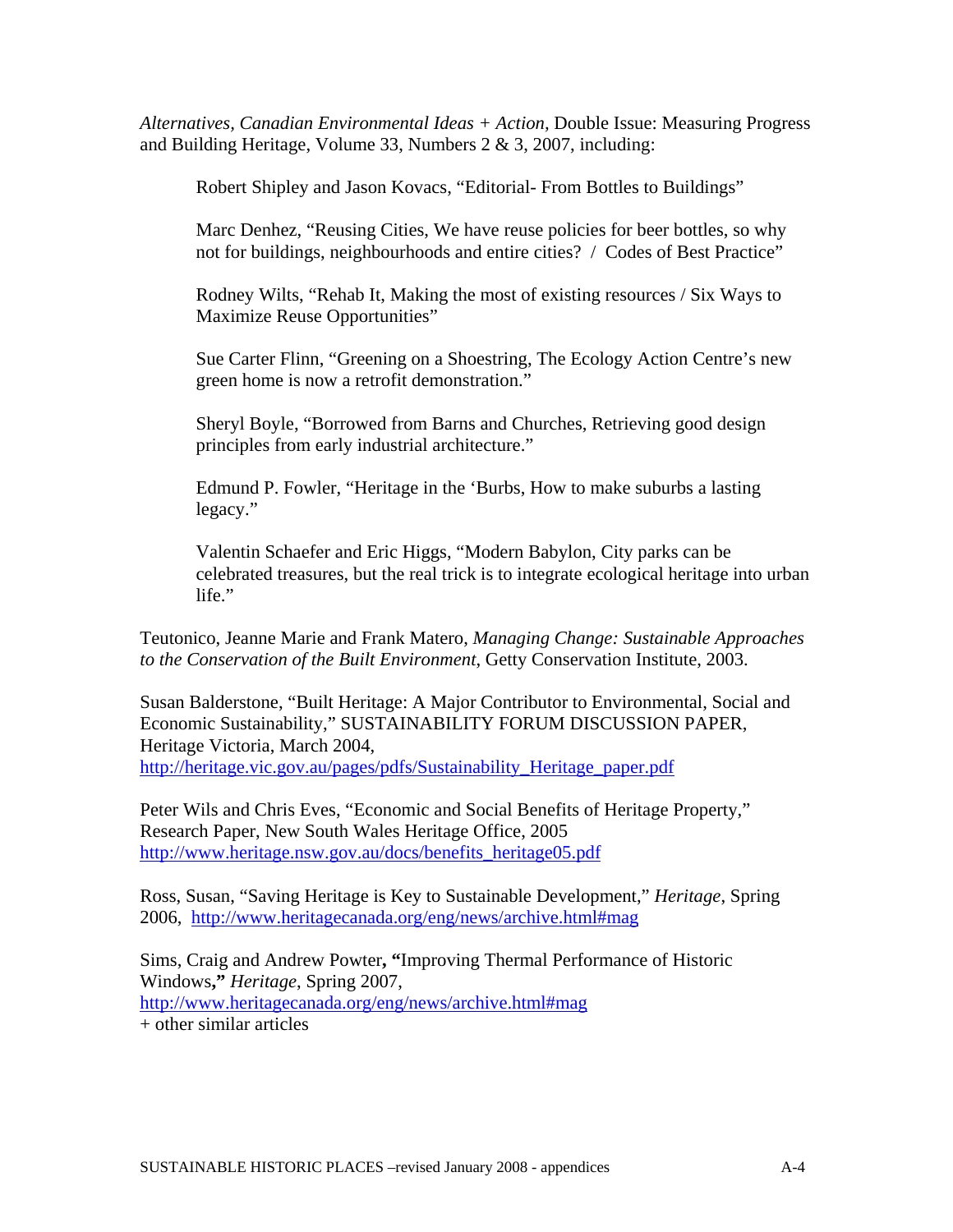*Alternatives, Canadian Environmental Ideas + Action,* Double Issue: Measuring Progress and Building Heritage, Volume 33, Numbers 2 & 3, 2007, including:

> Robert Shipley and Jason Kovacs, "Editorial- From Bottles to Buildings"
>
> Marc Denhez, "Reusing Cities, We have reuse policies for beer bottles, so why not for buildings, neighbourhoods and entire cities? / Codes of Best Practice"
>
> Rodney Wilts, "Rehab It, Making the most of existing resources / Six Ways to Maximize Reuse Opportunities"
>
> Sue Carter Flinn, "Greening on a Shoestring, The Ecology Action Centre's new green home is now a retrofit demonstration."
>
> Sheryl Boyle, "Borrowed from Barns and Churches, Retrieving good design principles from early industrial architecture."
>
> Edmund P. Fowler, "Heritage in the 'Burbs, How to make suburbs a lasting legacy."
>
> Valentin Schaefer and Eric Higgs, "Modern Babylon, City parks can be celebrated treasures, but the real trick is to integrate ecological heritage into urban life."

Teutonico, Jeanne Marie and Frank Matero, *Managing Change: Sustainable Approaches to the Conservation of the Built Environment*, Getty Conservation Institute, 2003.

Susan Balderstone, "Built Heritage: A Major Contributor to Environmental, Social and Economic Sustainability," SUSTAINABILITY FORUM DISCUSSION PAPER, Heritage Victoria, March 2004, http://heritage.vic.gov.au/pages/pdfs/Sustainability_Heritage_paper.pdf

Peter Wils and Chris Eves, "Economic and Social Benefits of Heritage Property," Research Paper, New South Wales Heritage Office, 2005 http://www.heritage.nsw.gov.au/docs/benefits_heritage05.pdf

Ross, Susan, "Saving Heritage is Key to Sustainable Development," *Heritage*, Spring 2006, http://www.heritagecanada.org/eng/news/archive.html#mag

Sims, Craig and Andrew Powter**, "**Improving Thermal Performance of Historic Windows**,"** *Heritage*, Spring 2007, http://www.heritagecanada.org/eng/news/archive.html#mag
+ other similar articles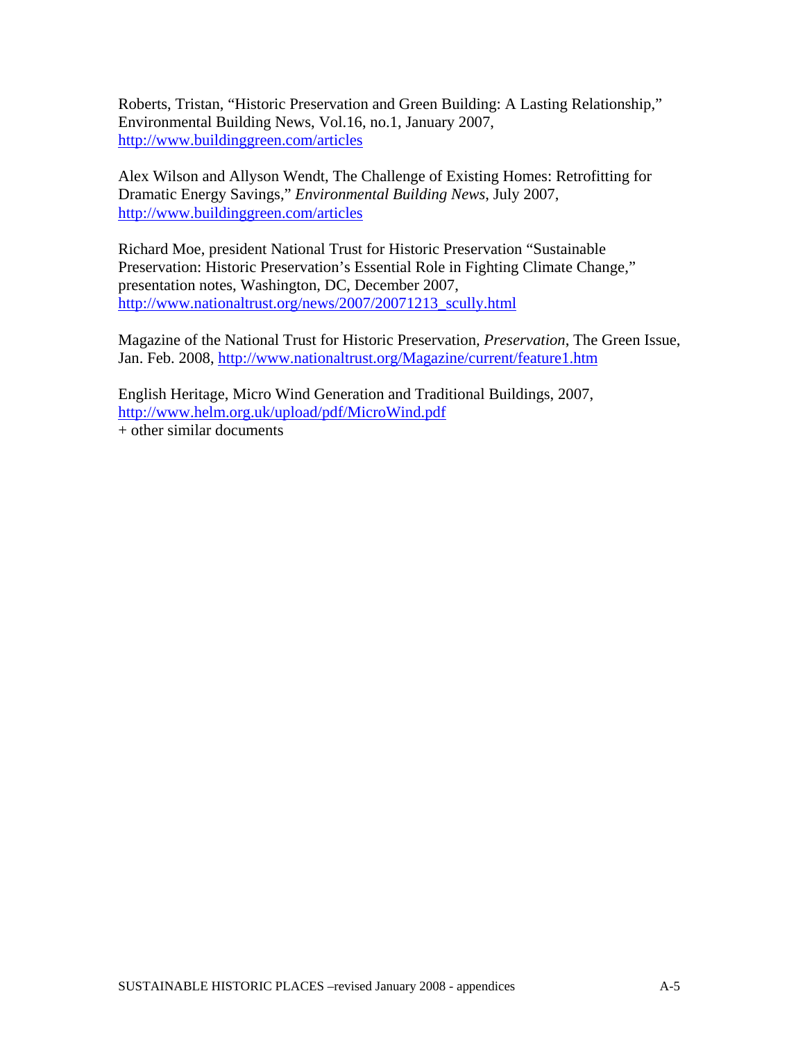Roberts, Tristan, "Historic Preservation and Green Building: A Lasting Relationship," Environmental Building News, Vol.16, no.1, January 2007, http://www.buildinggreen.com/articles

Alex Wilson and Allyson Wendt, The Challenge of Existing Homes: Retrofitting for Dramatic Energy Savings," *Environmental Building News*, July 2007, http://www.buildinggreen.com/articles

Richard Moe, president National Trust for Historic Preservation "Sustainable Preservation: Historic Preservation's Essential Role in Fighting Climate Change," presentation notes, Washington, DC, December 2007, http://www.nationaltrust.org/news/2007/20071213_scully.html

Magazine of the National Trust for Historic Preservation, *Preservation*, The Green Issue, Jan. Feb. 2008, http://www.nationaltrust.org/Magazine/current/feature1.htm

English Heritage, Micro Wind Generation and Traditional Buildings, 2007, http://www.helm.org.uk/upload/pdf/MicroWind.pdf
+ other similar documents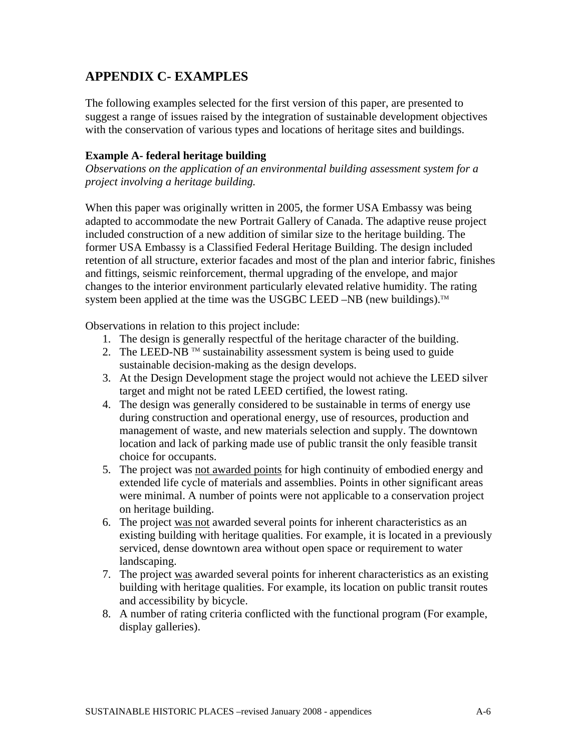## APPENDIX C- EXAMPLES

The following examples selected for the first version of this paper, are presented to suggest a range of issues raised by the integration of sustainable development objectives with the conservation of various types and locations of heritage sites and buildings.

**Example A- federal heritage building**

*Observations on the application of an environmental building assessment system for a project involving a heritage building.*

When this paper was originally written in 2005, the former USA Embassy was being adapted to accommodate the new Portrait Gallery of Canada. The adaptive reuse project included construction of a new addition of similar size to the heritage building. The former USA Embassy is a Classified Federal Heritage Building. The design included retention of all structure, exterior facades and most of the plan and interior fabric, finishes and fittings, seismic reinforcement, thermal upgrading of the envelope, and major changes to the interior environment particularly elevated relative humidity. The rating system been applied at the time was the USGBC LEED –NB (new buildings).TM

Observations in relation to this project include:

1. The design is generally respectful of the heritage character of the building.
2. The LEED-NB TM sustainability assessment system is being used to guide sustainable decision-making as the design develops.
3. At the Design Development stage the project would not achieve the LEED silver target and might not be rated LEED certified, the lowest rating.
4. The design was generally considered to be sustainable in terms of energy use during construction and operational energy, use of resources, production and management of waste, and new materials selection and supply. The downtown location and lack of parking made use of public transit the only feasible transit choice for occupants.
5. The project was <u>not awarded points</u> for high continuity of embodied energy and extended life cycle of materials and assemblies. Points in other significant areas were minimal. A number of points were not applicable to a conservation project on heritage building.
6. The project <u>was not</u> awarded several points for inherent characteristics as an existing building with heritage qualities. For example, it is located in a previously serviced, dense downtown area without open space or requirement to water landscaping.
7. The project <u>was</u> awarded several points for inherent characteristics as an existing building with heritage qualities. For example, its location on public transit routes and accessibility by bicycle.
8. A number of rating criteria conflicted with the functional program (For example, display galleries).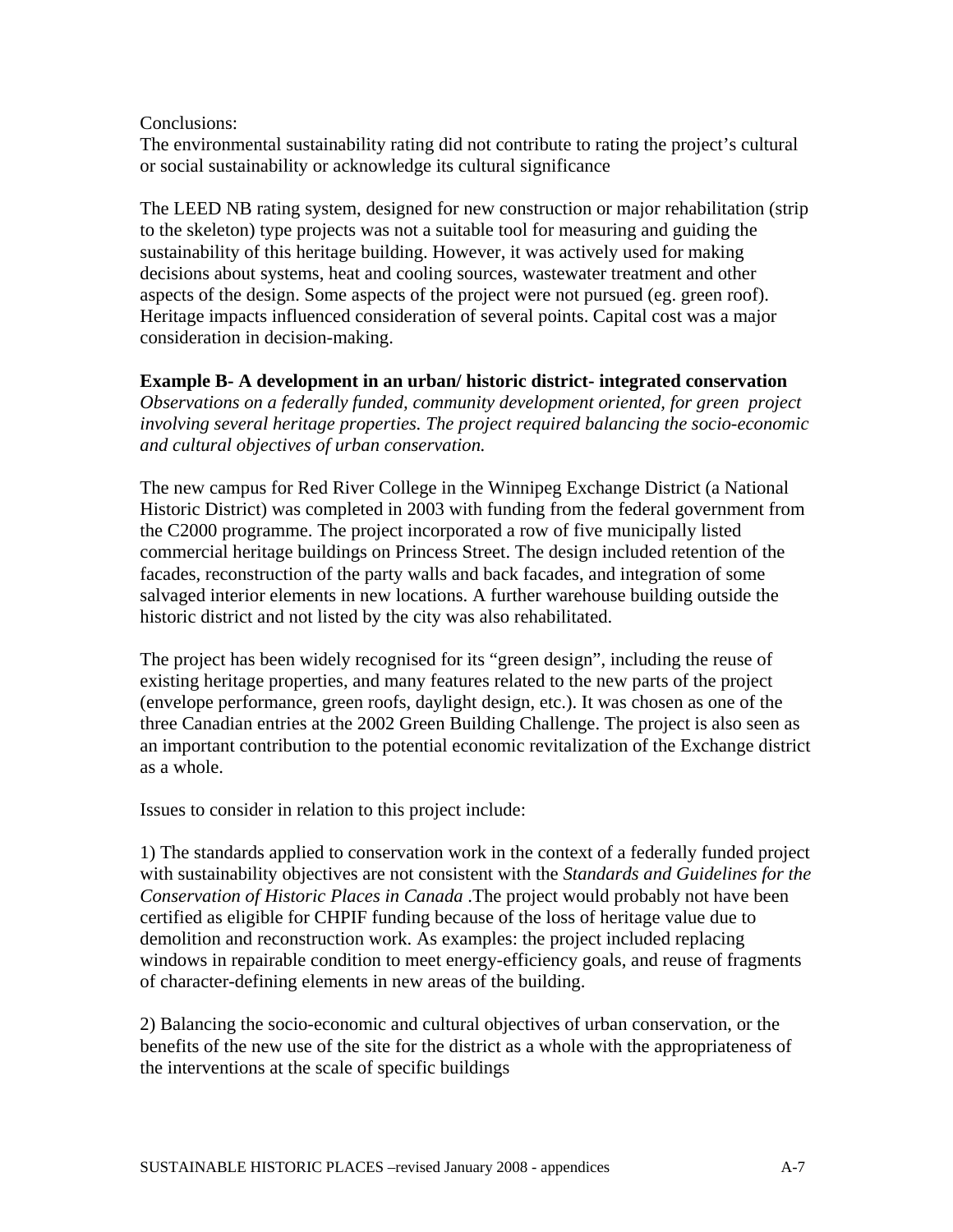Conclusions:
The environmental sustainability rating did not contribute to rating the project's cultural or social sustainability or acknowledge its cultural significance

The LEED NB rating system, designed for new construction or major rehabilitation (strip to the skeleton) type projects was not a suitable tool for measuring and guiding the sustainability of this heritage building. However, it was actively used for making decisions about systems, heat and cooling sources, wastewater treatment and other aspects of the design. Some aspects of the project were not pursued (eg. green roof). Heritage impacts influenced consideration of several points. Capital cost was a major consideration in decision-making.

**Example B- A development in an urban/ historic district- integrated conservation**
*Observations on a federally funded, community development oriented, for green project involving several heritage properties. The project required balancing the socio-economic and cultural objectives of urban conservation.*

The new campus for Red River College in the Winnipeg Exchange District (a National Historic District) was completed in 2003 with funding from the federal government from the C2000 programme. The project incorporated a row of five municipally listed commercial heritage buildings on Princess Street. The design included retention of the facades, reconstruction of the party walls and back facades, and integration of some salvaged interior elements in new locations. A further warehouse building outside the historic district and not listed by the city was also rehabilitated.

The project has been widely recognised for its "green design", including the reuse of existing heritage properties, and many features related to the new parts of the project (envelope performance, green roofs, daylight design, etc.). It was chosen as one of the three Canadian entries at the 2002 Green Building Challenge. The project is also seen as an important contribution to the potential economic revitalization of the Exchange district as a whole.

Issues to consider in relation to this project include:

1) The standards applied to conservation work in the context of a federally funded project with sustainability objectives are not consistent with the *Standards and Guidelines for the Conservation of Historic Places in Canada* .The project would probably not have been certified as eligible for CHPIF funding because of the loss of heritage value due to demolition and reconstruction work. As examples: the project included replacing windows in repairable condition to meet energy-efficiency goals, and reuse of fragments of character-defining elements in new areas of the building.

2) Balancing the socio-economic and cultural objectives of urban conservation, or the benefits of the new use of the site for the district as a whole with the appropriateness of the interventions at the scale of specific buildings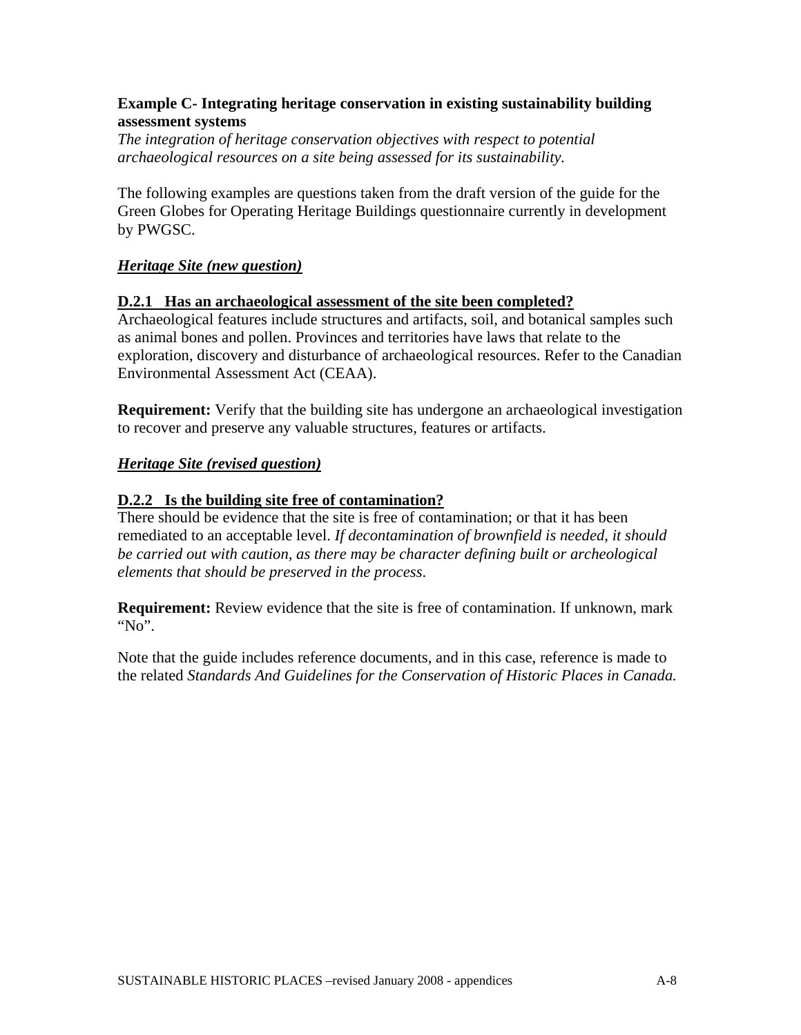**Example C- Integrating heritage conservation in existing sustainability building assessment systems**

*The integration of heritage conservation objectives with respect to potential archaeological resources on a site being assessed for its sustainability.*

The following examples are questions taken from the draft version of the guide for the Green Globes for Operating Heritage Buildings questionnaire currently in development by PWGSC.

***Heritage Site (new question)***

**D.2.1 Has an archaeological assessment of the site been completed?**

Archaeological features include structures and artifacts, soil, and botanical samples such as animal bones and pollen. Provinces and territories have laws that relate to the exploration, discovery and disturbance of archaeological resources. Refer to the Canadian Environmental Assessment Act (CEAA).

**Requirement:** Verify that the building site has undergone an archaeological investigation to recover and preserve any valuable structures, features or artifacts.

***Heritage Site (revised question)***

**D.2.2 Is the building site free of contamination?**

There should be evidence that the site is free of contamination; or that it has been remediated to an acceptable level. *If decontamination of brownfield is needed, it should be carried out with caution, as there may be character defining built or archeological elements that should be preserved in the process*.

**Requirement:** Review evidence that the site is free of contamination. If unknown, mark "No".

Note that the guide includes reference documents, and in this case, reference is made to the related *Standards And Guidelines for the Conservation of Historic Places in Canada.*